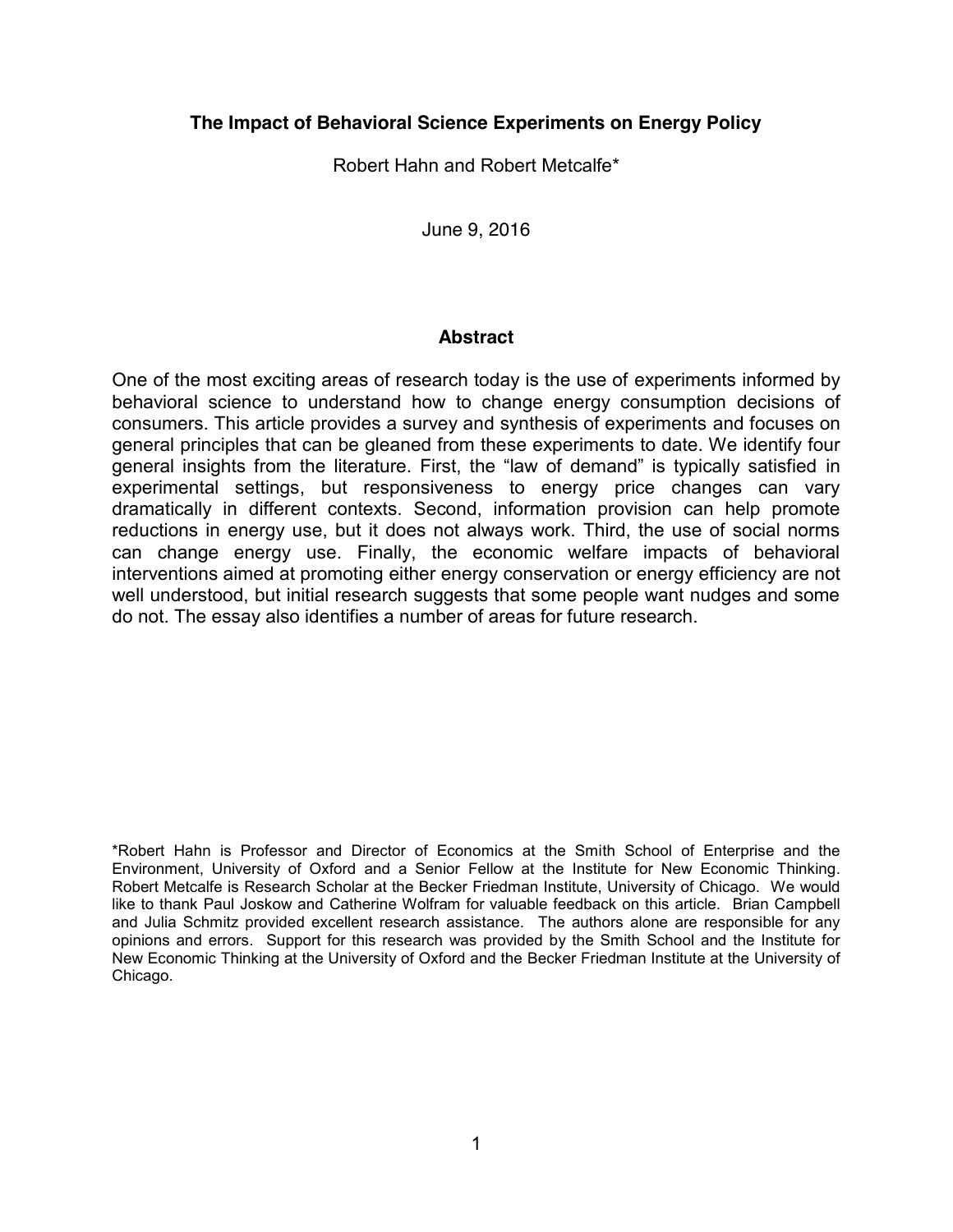# The Impact of Behavioral Science Experiments on Energy Policy

Robert Hahn and Robert Metcalfe*

June 9, 2016

## Abstract

One of the most exciting areas of research today is the use of experiments informed by behavioral science to understand how to change energy consumption decisions of consumers. This article provides a survey and synthesis of experiments and focuses on general principles that can be gleaned from these experiments to date. We identify four general insights from the literature. First, the "law of demand" is typically satisfied in experimental settings, but responsiveness to energy price changes can vary dramatically in different contexts. Second, information provision can help promote reductions in energy use, but it does not always work. Third, the use of social norms can change energy use. Finally, the economic welfare impacts of behavioral interventions aimed at promoting either energy conservation or energy efficiency are not well understood, but initial research suggests that some people want nudges and some do not. The essay also identifies a number of areas for future research.

*Robert Hahn is Professor and Director of Economics at the Smith School of Enterprise and the Environment, University of Oxford and a Senior Fellow at the Institute for New Economic Thinking. Robert Metcalfe is Research Scholar at the Becker Friedman Institute, University of Chicago. We would like to thank Paul Joskow and Catherine Wolfram for valuable feedback on this article. Brian Campbell and Julia Schmitz provided excellent research assistance. The authors alone are responsible for any opinions and errors. Support for this research was provided by the Smith School and the Institute for New Economic Thinking at the University of Oxford and the Becker Friedman Institute at the University of Chicago.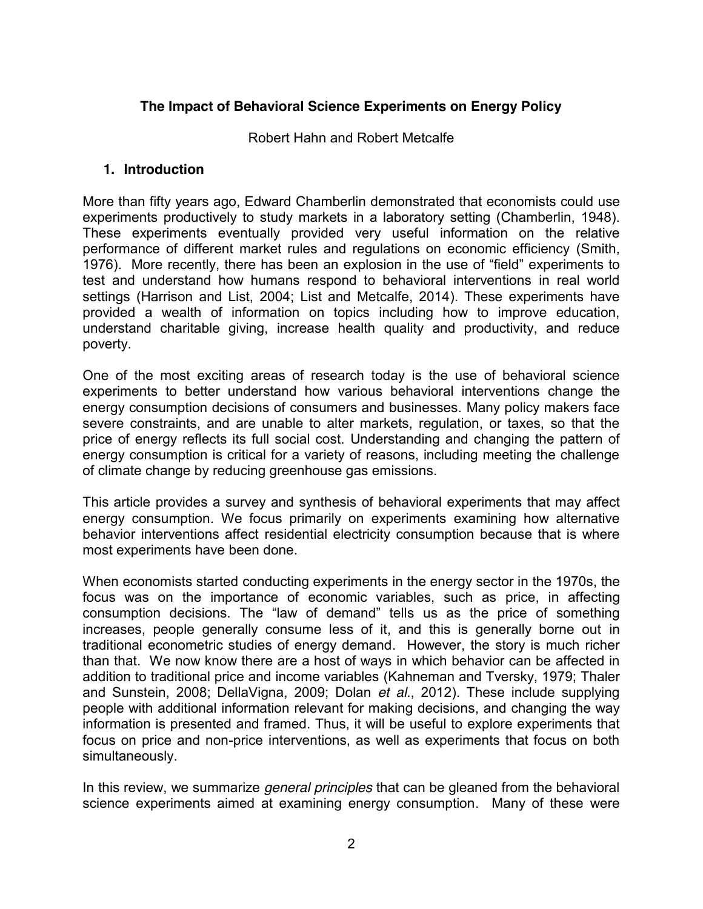# The Impact of Behavioral Science Experiments on Energy Policy

Robert Hahn and Robert Metcalfe

## 1. Introduction

More than fifty years ago, Edward Chamberlin demonstrated that economists could use experiments productively to study markets in a laboratory setting (Chamberlin, 1948). These experiments eventually provided very useful information on the relative performance of different market rules and regulations on economic efficiency (Smith, 1976). More recently, there has been an explosion in the use of "field" experiments to test and understand how humans respond to behavioral interventions in real world settings (Harrison and List, 2004; List and Metcalfe, 2014). These experiments have provided a wealth of information on topics including how to improve education, understand charitable giving, increase health quality and productivity, and reduce poverty.

One of the most exciting areas of research today is the use of behavioral science experiments to better understand how various behavioral interventions change the energy consumption decisions of consumers and businesses. Many policy makers face severe constraints, and are unable to alter markets, regulation, or taxes, so that the price of energy reflects its full social cost. Understanding and changing the pattern of energy consumption is critical for a variety of reasons, including meeting the challenge of climate change by reducing greenhouse gas emissions.

This article provides a survey and synthesis of behavioral experiments that may affect energy consumption. We focus primarily on experiments examining how alternative behavior interventions affect residential electricity consumption because that is where most experiments have been done.

When economists started conducting experiments in the energy sector in the 1970s, the focus was on the importance of economic variables, such as price, in affecting consumption decisions. The "law of demand" tells us as the price of something increases, people generally consume less of it, and this is generally borne out in traditional econometric studies of energy demand. However, the story is much richer than that. We now know there are a host of ways in which behavior can be affected in addition to traditional price and income variables (Kahneman and Tversky, 1979; Thaler and Sunstein, 2008; DellaVigna, 2009; Dolan *et al.*, 2012). These include supplying people with additional information relevant for making decisions, and changing the way information is presented and framed. Thus, it will be useful to explore experiments that focus on price and non-price interventions, as well as experiments that focus on both simultaneously.

In this review, we summarize *general principles* that can be gleaned from the behavioral science experiments aimed at examining energy consumption. Many of these were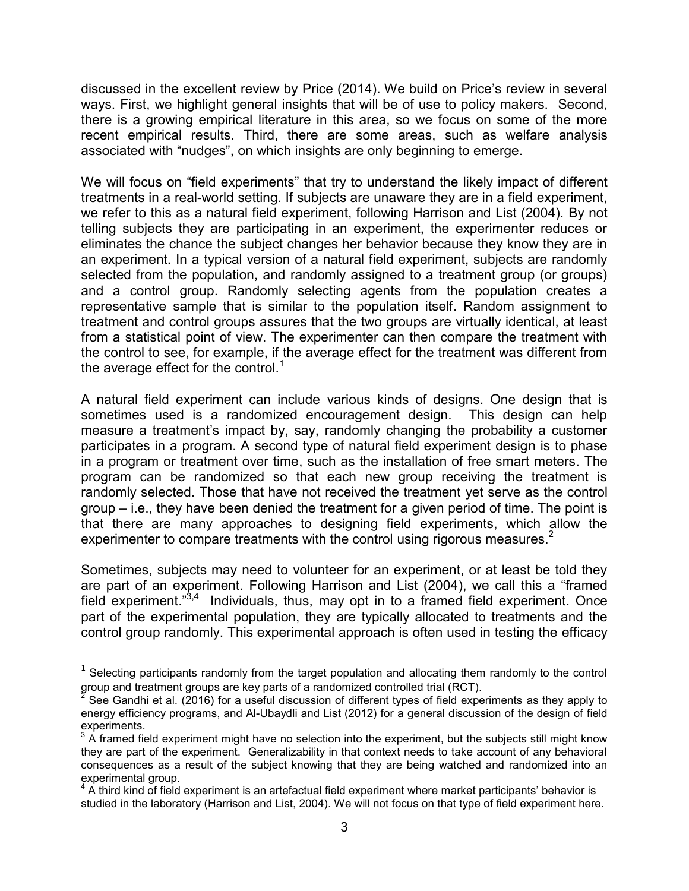discussed in the excellent review by Price (2014). We build on Price's review in several ways. First, we highlight general insights that will be of use to policy makers. Second, there is a growing empirical literature in this area, so we focus on some of the more recent empirical results. Third, there are some areas, such as welfare analysis associated with "nudges", on which insights are only beginning to emerge.

We will focus on "field experiments" that try to understand the likely impact of different treatments in a real-world setting. If subjects are unaware they are in a field experiment, we refer to this as a natural field experiment, following Harrison and List (2004). By not telling subjects they are participating in an experiment, the experimenter reduces or eliminates the chance the subject changes her behavior because they know they are in an experiment. In a typical version of a natural field experiment, subjects are randomly selected from the population, and randomly assigned to a treatment group (or groups) and a control group. Randomly selecting agents from the population creates a representative sample that is similar to the population itself. Random assignment to treatment and control groups assures that the two groups are virtually identical, at least from a statistical point of view. The experimenter can then compare the treatment with the control to see, for example, if the average effect for the treatment was different from the average effect for the control.[1]

A natural field experiment can include various kinds of designs. One design that is sometimes used is a randomized encouragement design. This design can help measure a treatment's impact by, say, randomly changing the probability a customer participates in a program. A second type of natural field experiment design is to phase in a program or treatment over time, such as the installation of free smart meters. The program can be randomized so that each new group receiving the treatment is randomly selected. Those that have not received the treatment yet serve as the control group – i.e., they have been denied the treatment for a given period of time. The point is that there are many approaches to designing field experiments, which allow the experimenter to compare treatments with the control using rigorous measures.[2]

Sometimes, subjects may need to volunteer for an experiment, or at least be told they are part of an experiment. Following Harrison and List (2004), we call this a "framed field experiment."[3,4] Individuals, thus, may opt in to a framed field experiment. Once part of the experimental population, they are typically allocated to treatments and the control group randomly. This experimental approach is often used in testing the efficacy

---

[1] Selecting participants randomly from the target population and allocating them randomly to the control group and treatment groups are key parts of a randomized controlled trial (RCT).

[2] See Gandhi et al. (2016) for a useful discussion of different types of field experiments as they apply to energy efficiency programs, and Al-Ubaydli and List (2012) for a general discussion of the design of field experiments.

[3] A framed field experiment might have no selection into the experiment, but the subjects still might know they are part of the experiment. Generalizability in that context needs to take account of any behavioral consequences as a result of the subject knowing that they are being watched and randomized into an experimental group.

[4] A third kind of field experiment is an artefactual field experiment where market participants' behavior is studied in the laboratory (Harrison and List, 2004). We will not focus on that type of field experiment here.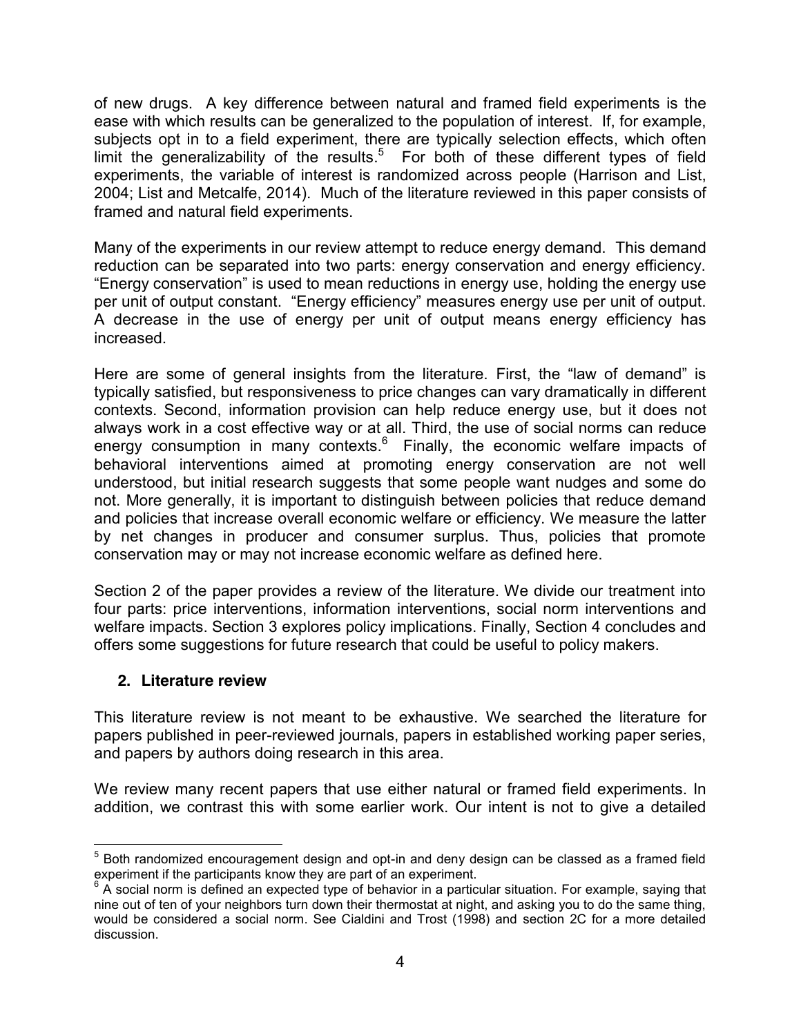of new drugs. A key difference between natural and framed field experiments is the ease with which results can be generalized to the population of interest. If, for example, subjects opt in to a field experiment, there are typically selection effects, which often limit the generalizability of the results.[5] For both of these different types of field experiments, the variable of interest is randomized across people (Harrison and List, 2004; List and Metcalfe, 2014). Much of the literature reviewed in this paper consists of framed and natural field experiments.

Many of the experiments in our review attempt to reduce energy demand. This demand reduction can be separated into two parts: energy conservation and energy efficiency. "Energy conservation" is used to mean reductions in energy use, holding the energy use per unit of output constant. "Energy efficiency" measures energy use per unit of output. A decrease in the use of energy per unit of output means energy efficiency has increased.

Here are some of general insights from the literature. First, the "law of demand" is typically satisfied, but responsiveness to price changes can vary dramatically in different contexts. Second, information provision can help reduce energy use, but it does not always work in a cost effective way or at all. Third, the use of social norms can reduce energy consumption in many contexts.[6] Finally, the economic welfare impacts of behavioral interventions aimed at promoting energy conservation are not well understood, but initial research suggests that some people want nudges and some do not. More generally, it is important to distinguish between policies that reduce demand and policies that increase overall economic welfare or efficiency. We measure the latter by net changes in producer and consumer surplus. Thus, policies that promote conservation may or may not increase economic welfare as defined here.

Section 2 of the paper provides a review of the literature. We divide our treatment into four parts: price interventions, information interventions, social norm interventions and welfare impacts. Section 3 explores policy implications. Finally, Section 4 concludes and offers some suggestions for future research that could be useful to policy makers.

## 2. Literature review

This literature review is not meant to be exhaustive. We searched the literature for papers published in peer-reviewed journals, papers in established working paper series, and papers by authors doing research in this area.

We review many recent papers that use either natural or framed field experiments. In addition, we contrast this with some earlier work. Our intent is not to give a detailed

---

[5] Both randomized encouragement design and opt-in and deny design can be classed as a framed field experiment if the participants know they are part of an experiment.

[6] A social norm is defined an expected type of behavior in a particular situation. For example, saying that nine out of ten of your neighbors turn down their thermostat at night, and asking you to do the same thing, would be considered a social norm. See Cialdini and Trost (1998) and section 2C for a more detailed discussion.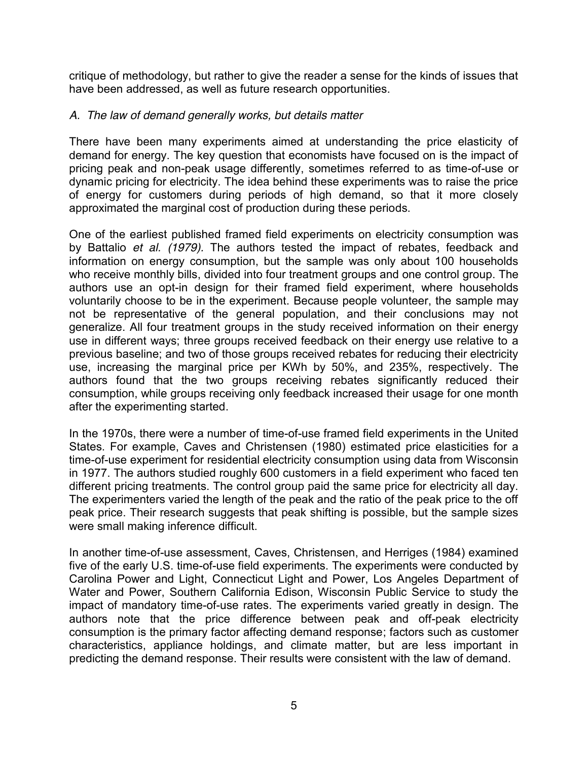critique of methodology, but rather to give the reader a sense for the kinds of issues that have been addressed, as well as future research opportunities.

### *A. The law of demand generally works, but details matter*

There have been many experiments aimed at understanding the price elasticity of demand for energy. The key question that economists have focused on is the impact of pricing peak and non-peak usage differently, sometimes referred to as time-of-use or dynamic pricing for electricity. The idea behind these experiments was to raise the price of energy for customers during periods of high demand, so that it more closely approximated the marginal cost of production during these periods.

One of the earliest published framed field experiments on electricity consumption was by Battalio *et al. (1979).* The authors tested the impact of rebates, feedback and information on energy consumption, but the sample was only about 100 households who receive monthly bills, divided into four treatment groups and one control group. The authors use an opt-in design for their framed field experiment, where households voluntarily choose to be in the experiment. Because people volunteer, the sample may not be representative of the general population, and their conclusions may not generalize. All four treatment groups in the study received information on their energy use in different ways; three groups received feedback on their energy use relative to a previous baseline; and two of those groups received rebates for reducing their electricity use, increasing the marginal price per KWh by 50%, and 235%, respectively. The authors found that the two groups receiving rebates significantly reduced their consumption, while groups receiving only feedback increased their usage for one month after the experimenting started.

In the 1970s, there were a number of time-of-use framed field experiments in the United States. For example, Caves and Christensen (1980) estimated price elasticities for a time-of-use experiment for residential electricity consumption using data from Wisconsin in 1977. The authors studied roughly 600 customers in a field experiment who faced ten different pricing treatments. The control group paid the same price for electricity all day. The experimenters varied the length of the peak and the ratio of the peak price to the off peak price. Their research suggests that peak shifting is possible, but the sample sizes were small making inference difficult.

In another time-of-use assessment, Caves, Christensen, and Herriges (1984) examined five of the early U.S. time-of-use field experiments. The experiments were conducted by Carolina Power and Light, Connecticut Light and Power, Los Angeles Department of Water and Power, Southern California Edison, Wisconsin Public Service to study the impact of mandatory time-of-use rates. The experiments varied greatly in design. The authors note that the price difference between peak and off-peak electricity consumption is the primary factor affecting demand response; factors such as customer characteristics, appliance holdings, and climate matter, but are less important in predicting the demand response. Their results were consistent with the law of demand.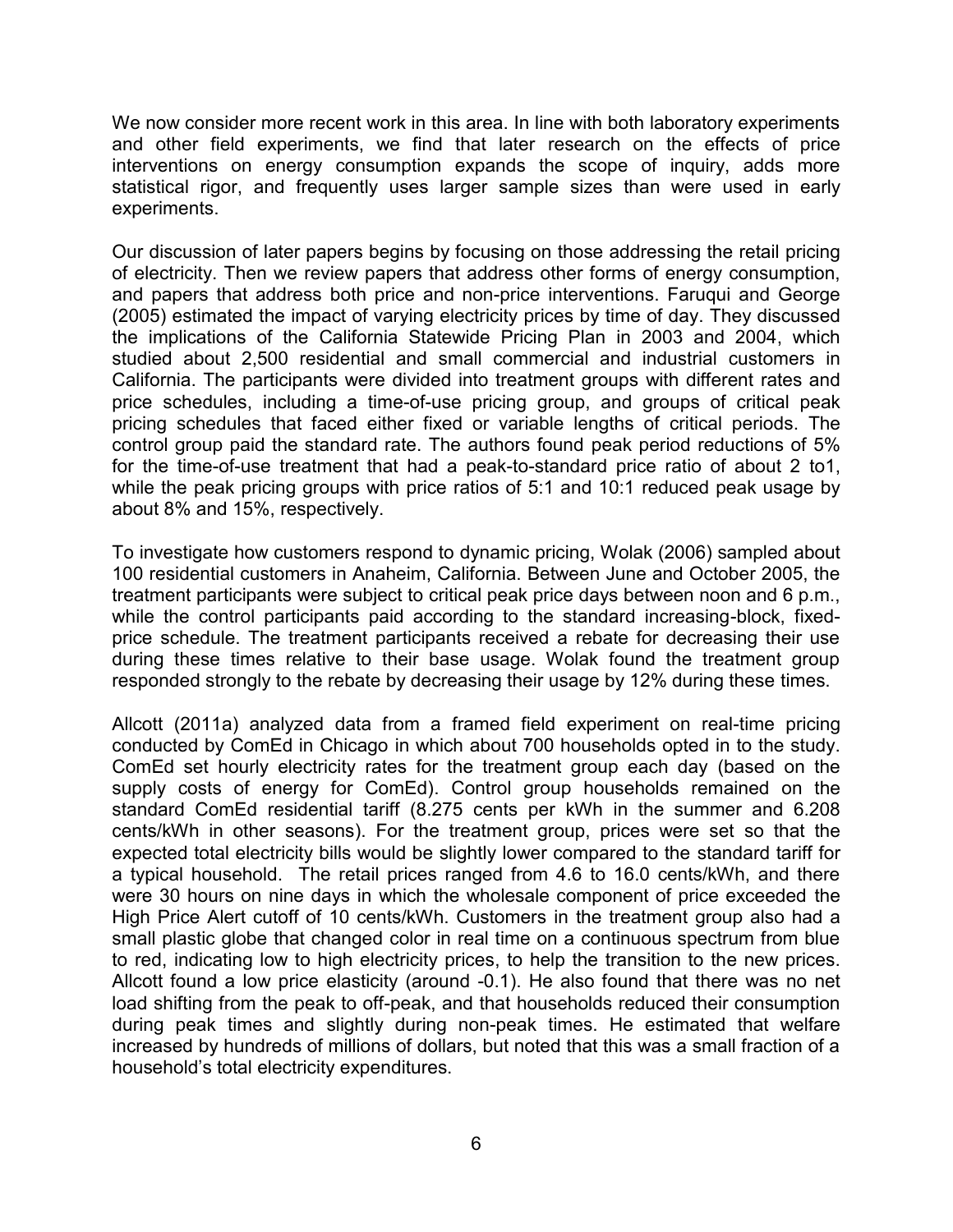We now consider more recent work in this area. In line with both laboratory experiments and other field experiments, we find that later research on the effects of price interventions on energy consumption expands the scope of inquiry, adds more statistical rigor, and frequently uses larger sample sizes than were used in early experiments.

Our discussion of later papers begins by focusing on those addressing the retail pricing of electricity. Then we review papers that address other forms of energy consumption, and papers that address both price and non-price interventions. Faruqui and George (2005) estimated the impact of varying electricity prices by time of day. They discussed the implications of the California Statewide Pricing Plan in 2003 and 2004, which studied about 2,500 residential and small commercial and industrial customers in California. The participants were divided into treatment groups with different rates and price schedules, including a time-of-use pricing group, and groups of critical peak pricing schedules that faced either fixed or variable lengths of critical periods. The control group paid the standard rate. The authors found peak period reductions of 5% for the time-of-use treatment that had a peak-to-standard price ratio of about 2 to1, while the peak pricing groups with price ratios of 5:1 and 10:1 reduced peak usage by about 8% and 15%, respectively.

To investigate how customers respond to dynamic pricing, Wolak (2006) sampled about 100 residential customers in Anaheim, California. Between June and October 2005, the treatment participants were subject to critical peak price days between noon and 6 p.m., while the control participants paid according to the standard increasing-block, fixed-price schedule. The treatment participants received a rebate for decreasing their use during these times relative to their base usage. Wolak found the treatment group responded strongly to the rebate by decreasing their usage by 12% during these times.

Allcott (2011a) analyzed data from a framed field experiment on real-time pricing conducted by ComEd in Chicago in which about 700 households opted in to the study. ComEd set hourly electricity rates for the treatment group each day (based on the supply costs of energy for ComEd). Control group households remained on the standard ComEd residential tariff (8.275 cents per kWh in the summer and 6.208 cents/kWh in other seasons). For the treatment group, prices were set so that the expected total electricity bills would be slightly lower compared to the standard tariff for a typical household. The retail prices ranged from 4.6 to 16.0 cents/kWh, and there were 30 hours on nine days in which the wholesale component of price exceeded the High Price Alert cutoff of 10 cents/kWh. Customers in the treatment group also had a small plastic globe that changed color in real time on a continuous spectrum from blue to red, indicating low to high electricity prices, to help the transition to the new prices. Allcott found a low price elasticity (around -0.1). He also found that there was no net load shifting from the peak to off-peak, and that households reduced their consumption during peak times and slightly during non-peak times. He estimated that welfare increased by hundreds of millions of dollars, but noted that this was a small fraction of a household's total electricity expenditures.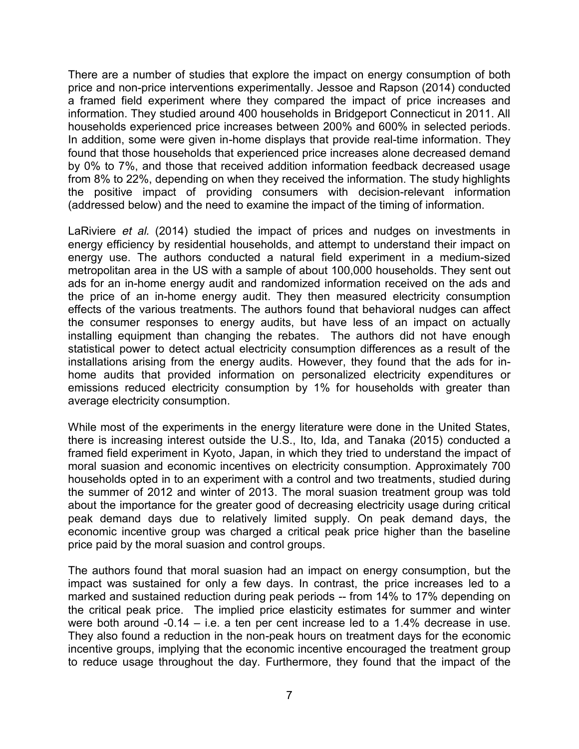There are a number of studies that explore the impact on energy consumption of both price and non-price interventions experimentally. Jessoe and Rapson (2014) conducted a framed field experiment where they compared the impact of price increases and information. They studied around 400 households in Bridgeport Connecticut in 2011. All households experienced price increases between 200% and 600% in selected periods. In addition, some were given in-home displays that provide real-time information. They found that those households that experienced price increases alone decreased demand by 0% to 7%, and those that received addition information feedback decreased usage from 8% to 22%, depending on when they received the information. The study highlights the positive impact of providing consumers with decision-relevant information (addressed below) and the need to examine the impact of the timing of information.

LaRiviere *et al.* (2014) studied the impact of prices and nudges on investments in energy efficiency by residential households, and attempt to understand their impact on energy use. The authors conducted a natural field experiment in a medium-sized metropolitan area in the US with a sample of about 100,000 households. They sent out ads for an in-home energy audit and randomized information received on the ads and the price of an in-home energy audit. They then measured electricity consumption effects of the various treatments. The authors found that behavioral nudges can affect the consumer responses to energy audits, but have less of an impact on actually installing equipment than changing the rebates. The authors did not have enough statistical power to detect actual electricity consumption differences as a result of the installations arising from the energy audits. However, they found that the ads for in-home audits that provided information on personalized electricity expenditures or emissions reduced electricity consumption by 1% for households with greater than average electricity consumption.

While most of the experiments in the energy literature were done in the United States, there is increasing interest outside the U.S., Ito, Ida, and Tanaka (2015) conducted a framed field experiment in Kyoto, Japan, in which they tried to understand the impact of moral suasion and economic incentives on electricity consumption. Approximately 700 households opted in to an experiment with a control and two treatments, studied during the summer of 2012 and winter of 2013. The moral suasion treatment group was told about the importance for the greater good of decreasing electricity usage during critical peak demand days due to relatively limited supply. On peak demand days, the economic incentive group was charged a critical peak price higher than the baseline price paid by the moral suasion and control groups.

The authors found that moral suasion had an impact on energy consumption, but the impact was sustained for only a few days. In contrast, the price increases led to a marked and sustained reduction during peak periods -- from 14% to 17% depending on the critical peak price. The implied price elasticity estimates for summer and winter were both around -0.14 – i.e. a ten per cent increase led to a 1.4% decrease in use. They also found a reduction in the non-peak hours on treatment days for the economic incentive groups, implying that the economic incentive encouraged the treatment group to reduce usage throughout the day. Furthermore, they found that the impact of the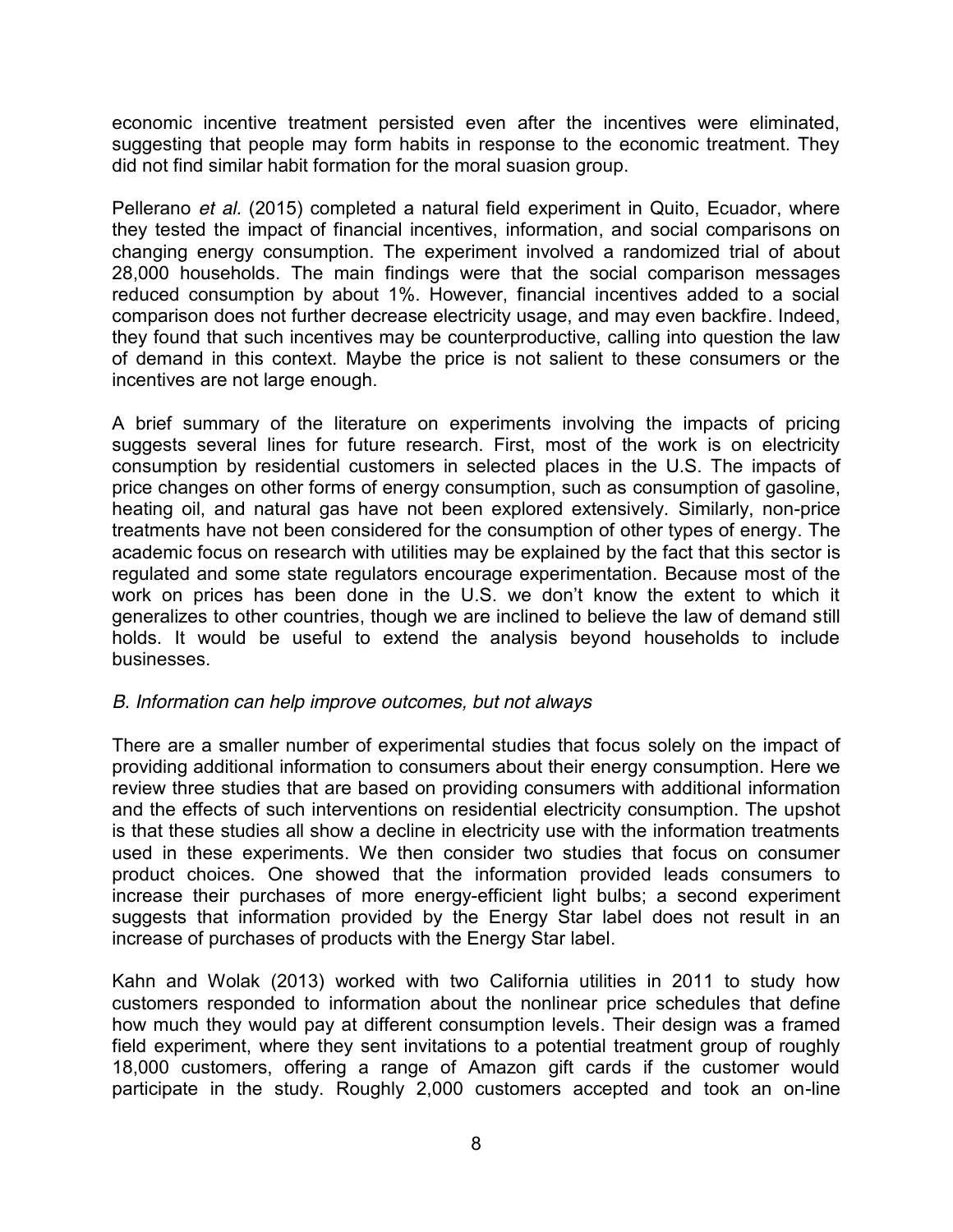economic incentive treatment persisted even after the incentives were eliminated, suggesting that people may form habits in response to the economic treatment. They did not find similar habit formation for the moral suasion group.

Pellerano *et al.* (2015) completed a natural field experiment in Quito, Ecuador, where they tested the impact of financial incentives, information, and social comparisons on changing energy consumption. The experiment involved a randomized trial of about 28,000 households. The main findings were that the social comparison messages reduced consumption by about 1%. However, financial incentives added to a social comparison does not further decrease electricity usage, and may even backfire. Indeed, they found that such incentives may be counterproductive, calling into question the law of demand in this context. Maybe the price is not salient to these consumers or the incentives are not large enough.

A brief summary of the literature on experiments involving the impacts of pricing suggests several lines for future research. First, most of the work is on electricity consumption by residential customers in selected places in the U.S. The impacts of price changes on other forms of energy consumption, such as consumption of gasoline, heating oil, and natural gas have not been explored extensively. Similarly, non-price treatments have not been considered for the consumption of other types of energy. The academic focus on research with utilities may be explained by the fact that this sector is regulated and some state regulators encourage experimentation. Because most of the work on prices has been done in the U.S. we don't know the extent to which it generalizes to other countries, though we are inclined to believe the law of demand still holds. It would be useful to extend the analysis beyond households to include businesses.

### *B. Information can help improve outcomes, but not always*

There are a smaller number of experimental studies that focus solely on the impact of providing additional information to consumers about their energy consumption. Here we review three studies that are based on providing consumers with additional information and the effects of such interventions on residential electricity consumption. The upshot is that these studies all show a decline in electricity use with the information treatments used in these experiments. We then consider two studies that focus on consumer product choices. One showed that the information provided leads consumers to increase their purchases of more energy-efficient light bulbs; a second experiment suggests that information provided by the Energy Star label does not result in an increase of purchases of products with the Energy Star label.

Kahn and Wolak (2013) worked with two California utilities in 2011 to study how customers responded to information about the nonlinear price schedules that define how much they would pay at different consumption levels. Their design was a framed field experiment, where they sent invitations to a potential treatment group of roughly 18,000 customers, offering a range of Amazon gift cards if the customer would participate in the study. Roughly 2,000 customers accepted and took an on-line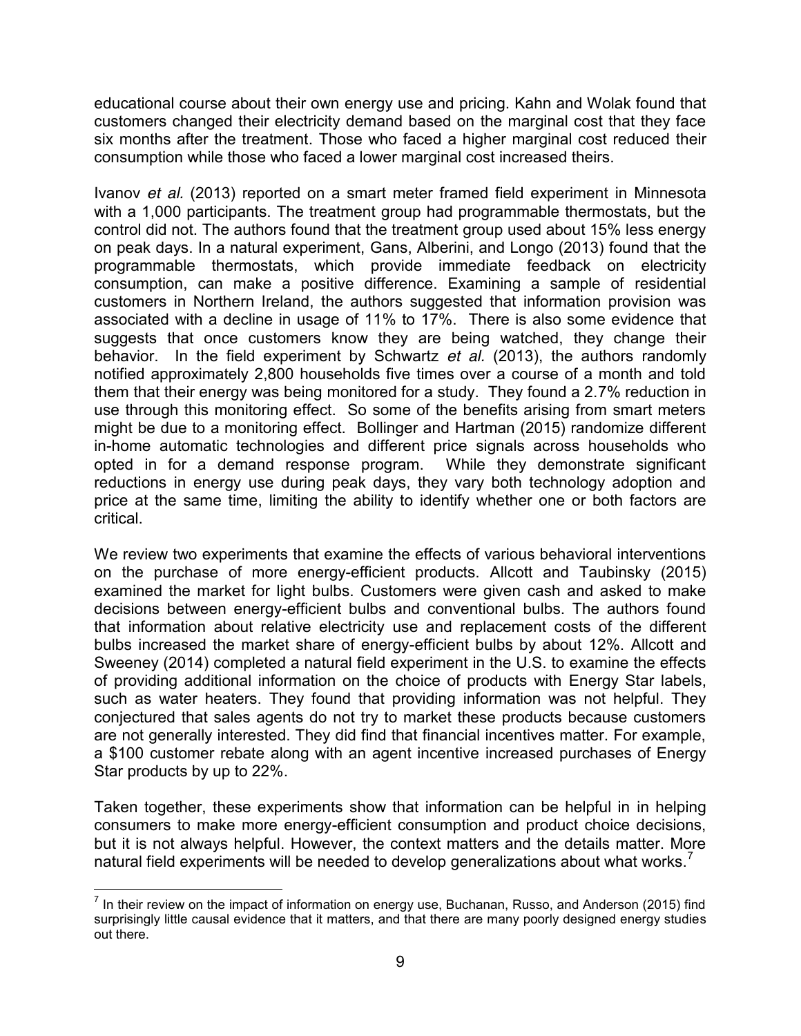educational course about their own energy use and pricing. Kahn and Wolak found that customers changed their electricity demand based on the marginal cost that they face six months after the treatment. Those who faced a higher marginal cost reduced their consumption while those who faced a lower marginal cost increased theirs.

Ivanov *et al.* (2013) reported on a smart meter framed field experiment in Minnesota with a 1,000 participants. The treatment group had programmable thermostats, but the control did not. The authors found that the treatment group used about 15% less energy on peak days. In a natural experiment, Gans, Alberini, and Longo (2013) found that the programmable thermostats, which provide immediate feedback on electricity consumption, can make a positive difference. Examining a sample of residential customers in Northern Ireland, the authors suggested that information provision was associated with a decline in usage of 11% to 17%. There is also some evidence that suggests that once customers know they are being watched, they change their behavior. In the field experiment by Schwartz *et al.* (2013), the authors randomly notified approximately 2,800 households five times over a course of a month and told them that their energy was being monitored for a study. They found a 2.7% reduction in use through this monitoring effect. So some of the benefits arising from smart meters might be due to a monitoring effect. Bollinger and Hartman (2015) randomize different in-home automatic technologies and different price signals across households who opted in for a demand response program. While they demonstrate significant reductions in energy use during peak days, they vary both technology adoption and price at the same time, limiting the ability to identify whether one or both factors are critical.

We review two experiments that examine the effects of various behavioral interventions on the purchase of more energy-efficient products. Allcott and Taubinsky (2015) examined the market for light bulbs. Customers were given cash and asked to make decisions between energy-efficient bulbs and conventional bulbs. The authors found that information about relative electricity use and replacement costs of the different bulbs increased the market share of energy-efficient bulbs by about 12%. Allcott and Sweeney (2014) completed a natural field experiment in the U.S. to examine the effects of providing additional information on the choice of products with Energy Star labels, such as water heaters. They found that providing information was not helpful. They conjectured that sales agents do not try to market these products because customers are not generally interested. They did find that financial incentives matter. For example, a $100 customer rebate along with an agent incentive increased purchases of Energy Star products by up to 22%.

Taken together, these experiments show that information can be helpful in in helping consumers to make more energy-efficient consumption and product choice decisions, but it is not always helpful. However, the context matters and the details matter. More natural field experiments will be needed to develop generalizations about what works.[7]

---

[7] In their review on the impact of information on energy use, Buchanan, Russo, and Anderson (2015) find surprisingly little causal evidence that it matters, and that there are many poorly designed energy studies out there.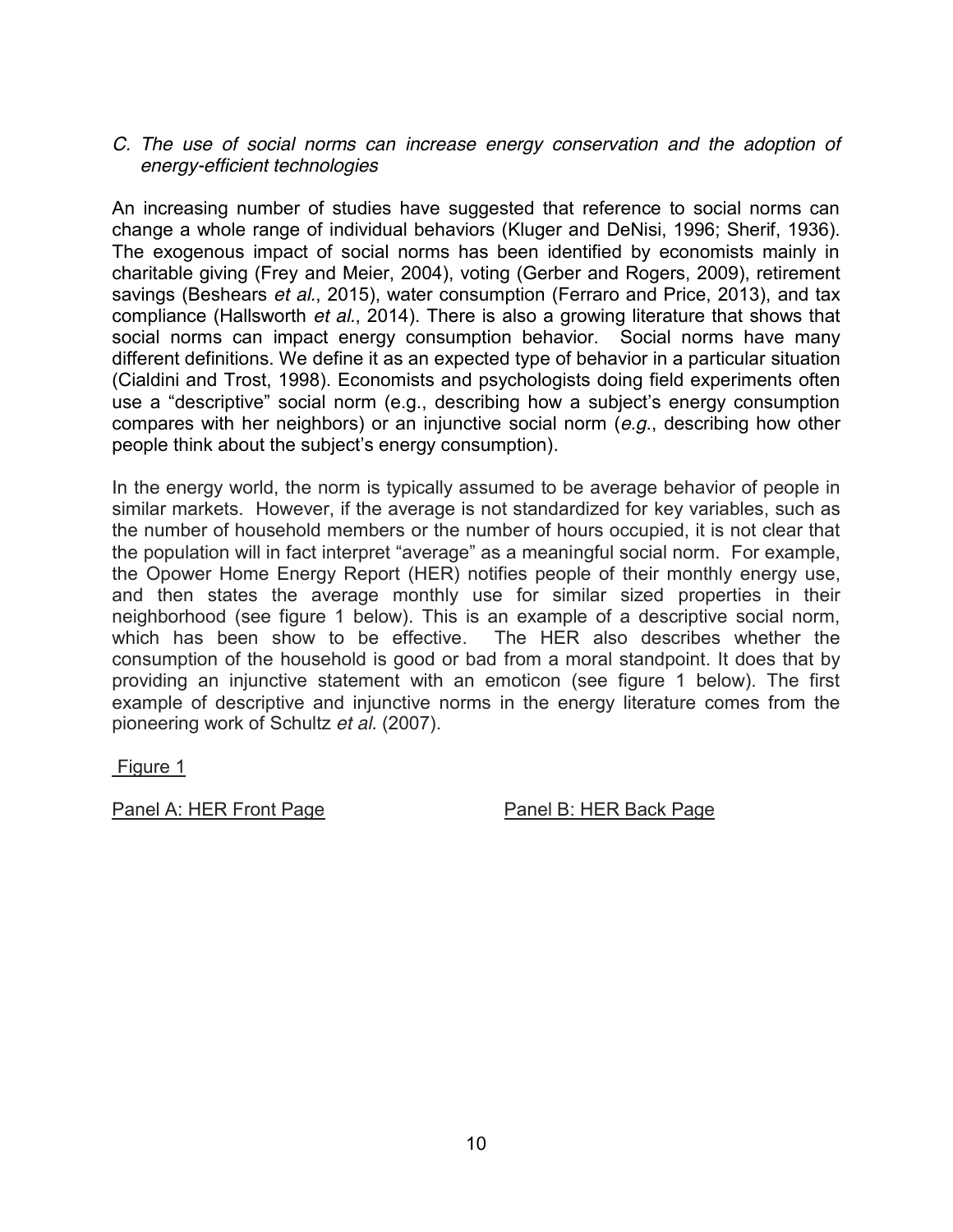*C. The use of social norms can increase energy conservation and the adoption of energy-efficient technologies*

An increasing number of studies have suggested that reference to social norms can change a whole range of individual behaviors (Kluger and DeNisi, 1996; Sherif, 1936). The exogenous impact of social norms has been identified by economists mainly in charitable giving (Frey and Meier, 2004), voting (Gerber and Rogers, 2009), retirement savings (Beshears *et al*., 2015), water consumption (Ferraro and Price, 2013), and tax compliance (Hallsworth *et al*., 2014). There is also a growing literature that shows that social norms can impact energy consumption behavior. Social norms have many different definitions. We define it as an expected type of behavior in a particular situation (Cialdini and Trost, 1998). Economists and psychologists doing field experiments often use a "descriptive" social norm (e.g., describing how a subject's energy consumption compares with her neighbors) or an injunctive social norm (*e.g.*, describing how other people think about the subject's energy consumption).

In the energy world, the norm is typically assumed to be average behavior of people in similar markets. However, if the average is not standardized for key variables, such as the number of household members or the number of hours occupied, it is not clear that the population will in fact interpret "average" as a meaningful social norm. For example, the Opower Home Energy Report (HER) notifies people of their monthly energy use, and then states the average monthly use for similar sized properties in their neighborhood (see figure 1 below). This is an example of a descriptive social norm, which has been show to be effective. The HER also describes whether the consumption of the household is good or bad from a moral standpoint. It does that by providing an injunctive statement with an emoticon (see figure 1 below). The first example of descriptive and injunctive norms in the energy literature comes from the pioneering work of Schultz *et al.* (2007).

Figure 1

Panel A: HER Front Page

Panel B: HER Back Page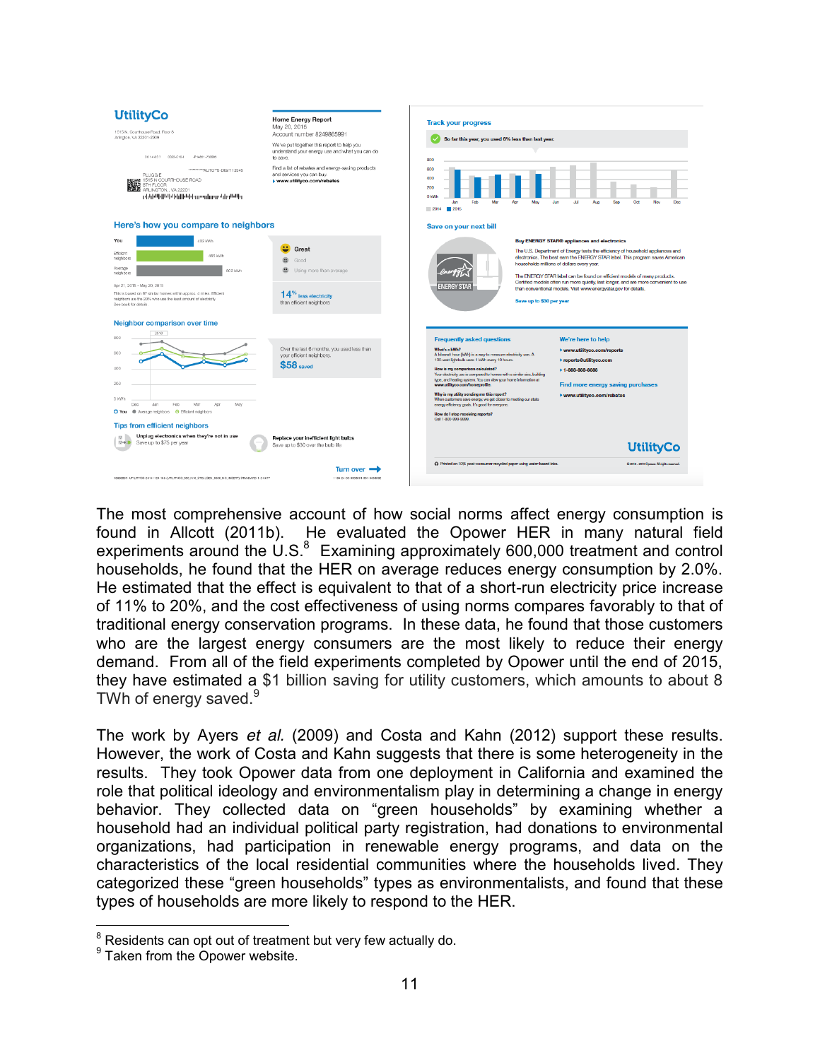The most comprehensive account of how social norms affect energy consumption is found in Allcott (2011b). He evaluated the Opower HER in many natural field experiments around the U.S.[8] Examining approximately 600,000 treatment and control households, he found that the HER on average reduces energy consumption by 2.0%. He estimated that the effect is equivalent to that of a short-run electricity price increase of 11% to 20%, and the cost effectiveness of using norms compares favorably to that of traditional energy conservation programs. In these data, he found that those customers who are the largest energy consumers are the most likely to reduce their energy demand. From all of the field experiments completed by Opower until the end of 2015, they have estimated a $1 billion saving for utility customers, which amounts to about 8 TWh of energy saved.[9]

The work by Ayers *et al.* (2009) and Costa and Kahn (2012) support these results. However, the work of Costa and Kahn suggests that there is some heterogeneity in the results. They took Opower data from one deployment in California and examined the role that political ideology and environmentalism play in determining a change in energy behavior. They collected data on “green households” by examining whether a household had an individual political party registration, had donations to environmental organizations, had participation in renewable energy programs, and data on the characteristics of the local residential communities where the households lived. They categorized these “green households” types as environmentalists, and found that these types of households are more likely to respond to the HER.

[8] Residents can opt out of treatment but very few actually do.

[9] Taken from the Opower website.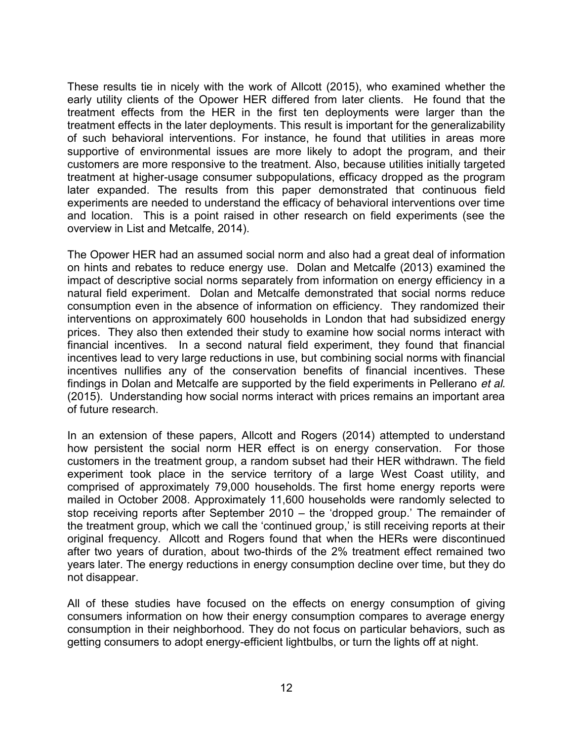These results tie in nicely with the work of Allcott (2015), who examined whether the early utility clients of the Opower HER differed from later clients. He found that the treatment effects from the HER in the first ten deployments were larger than the treatment effects in the later deployments. This result is important for the generalizability of such behavioral interventions. For instance, he found that utilities in areas more supportive of environmental issues are more likely to adopt the program, and their customers are more responsive to the treatment. Also, because utilities initially targeted treatment at higher-usage consumer subpopulations, efficacy dropped as the program later expanded. The results from this paper demonstrated that continuous field experiments are needed to understand the efficacy of behavioral interventions over time and location. This is a point raised in other research on field experiments (see the overview in List and Metcalfe, 2014).

The Opower HER had an assumed social norm and also had a great deal of information on hints and rebates to reduce energy use. Dolan and Metcalfe (2013) examined the impact of descriptive social norms separately from information on energy efficiency in a natural field experiment. Dolan and Metcalfe demonstrated that social norms reduce consumption even in the absence of information on efficiency. They randomized their interventions on approximately 600 households in London that had subsidized energy prices. They also then extended their study to examine how social norms interact with financial incentives. In a second natural field experiment, they found that financial incentives lead to very large reductions in use, but combining social norms with financial incentives nullifies any of the conservation benefits of financial incentives. These findings in Dolan and Metcalfe are supported by the field experiments in Pellerano *et al.* (2015). Understanding how social norms interact with prices remains an important area of future research.

In an extension of these papers, Allcott and Rogers (2014) attempted to understand how persistent the social norm HER effect is on energy conservation. For those customers in the treatment group, a random subset had their HER withdrawn. The field experiment took place in the service territory of a large West Coast utility, and comprised of approximately 79,000 households. The first home energy reports were mailed in October 2008. Approximately 11,600 households were randomly selected to stop receiving reports after September 2010 – the 'dropped group.' The remainder of the treatment group, which we call the 'continued group,' is still receiving reports at their original frequency. Allcott and Rogers found that when the HERs were discontinued after two years of duration, about two-thirds of the 2% treatment effect remained two years later. The energy reductions in energy consumption decline over time, but they do not disappear.

All of these studies have focused on the effects on energy consumption of giving consumers information on how their energy consumption compares to average energy consumption in their neighborhood. They do not focus on particular behaviors, such as getting consumers to adopt energy-efficient lightbulbs, or turn the lights off at night.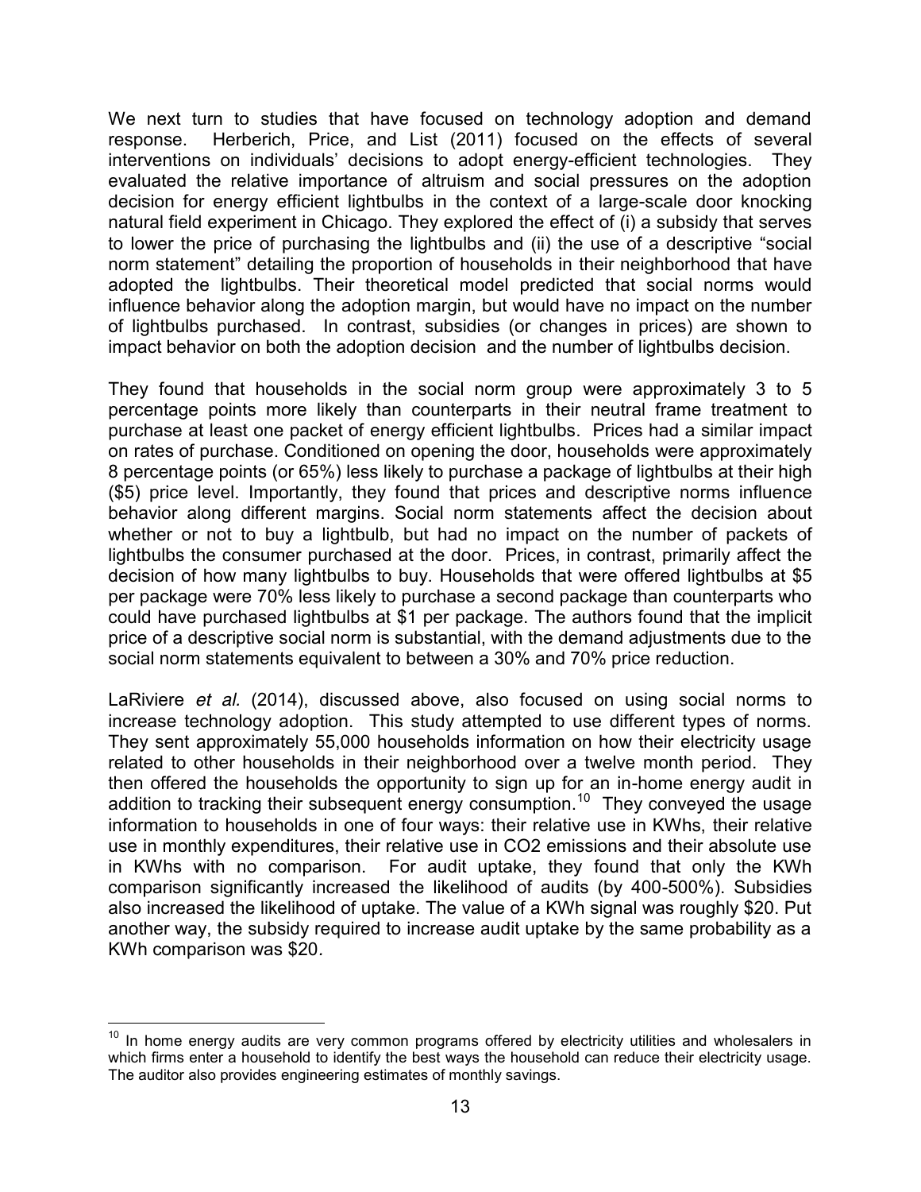We next turn to studies that have focused on technology adoption and demand response. Herberich, Price, and List (2011) focused on the effects of several interventions on individuals' decisions to adopt energy-efficient technologies. They evaluated the relative importance of altruism and social pressures on the adoption decision for energy efficient lightbulbs in the context of a large-scale door knocking natural field experiment in Chicago. They explored the effect of (i) a subsidy that serves to lower the price of purchasing the lightbulbs and (ii) the use of a descriptive "social norm statement" detailing the proportion of households in their neighborhood that have adopted the lightbulbs. Their theoretical model predicted that social norms would influence behavior along the adoption margin, but would have no impact on the number of lightbulbs purchased. In contrast, subsidies (or changes in prices) are shown to impact behavior on both the adoption decision and the number of lightbulbs decision.

They found that households in the social norm group were approximately 3 to 5 percentage points more likely than counterparts in their neutral frame treatment to purchase at least one packet of energy efficient lightbulbs. Prices had a similar impact on rates of purchase. Conditioned on opening the door, households were approximately 8 percentage points (or 65%) less likely to purchase a package of lightbulbs at their high ($5) price level. Importantly, they found that prices and descriptive norms influence behavior along different margins. Social norm statements affect the decision about whether or not to buy a lightbulb, but had no impact on the number of packets of lightbulbs the consumer purchased at the door. Prices, in contrast, primarily affect the decision of how many lightbulbs to buy. Households that were offered lightbulbs at $5 per package were 70% less likely to purchase a second package than counterparts who could have purchased lightbulbs at $1 per package. The authors found that the implicit price of a descriptive social norm is substantial, with the demand adjustments due to the social norm statements equivalent to between a 30% and 70% price reduction.

LaRiviere *et al.* (2014), discussed above, also focused on using social norms to increase technology adoption. This study attempted to use different types of norms. They sent approximately 55,000 households information on how their electricity usage related to other households in their neighborhood over a twelve month period. They then offered the households the opportunity to sign up for an in-home energy audit in addition to tracking their subsequent energy consumption.[10] They conveyed the usage information to households in one of four ways: their relative use in KWhs, their relative use in monthly expenditures, their relative use in $CO_2$ emissions and their absolute use in KWhs with no comparison. For audit uptake, they found that only the KWh comparison significantly increased the likelihood of audits (by 400-500%). Subsidies also increased the likelihood of uptake. The value of a KWh signal was roughly $20. Put another way, the subsidy required to increase audit uptake by the same probability as a KWh comparison was $20.

---

[10] In home energy audits are very common programs offered by electricity utilities and wholesalers in which firms enter a household to identify the best ways the household can reduce their electricity usage. The auditor also provides engineering estimates of monthly savings.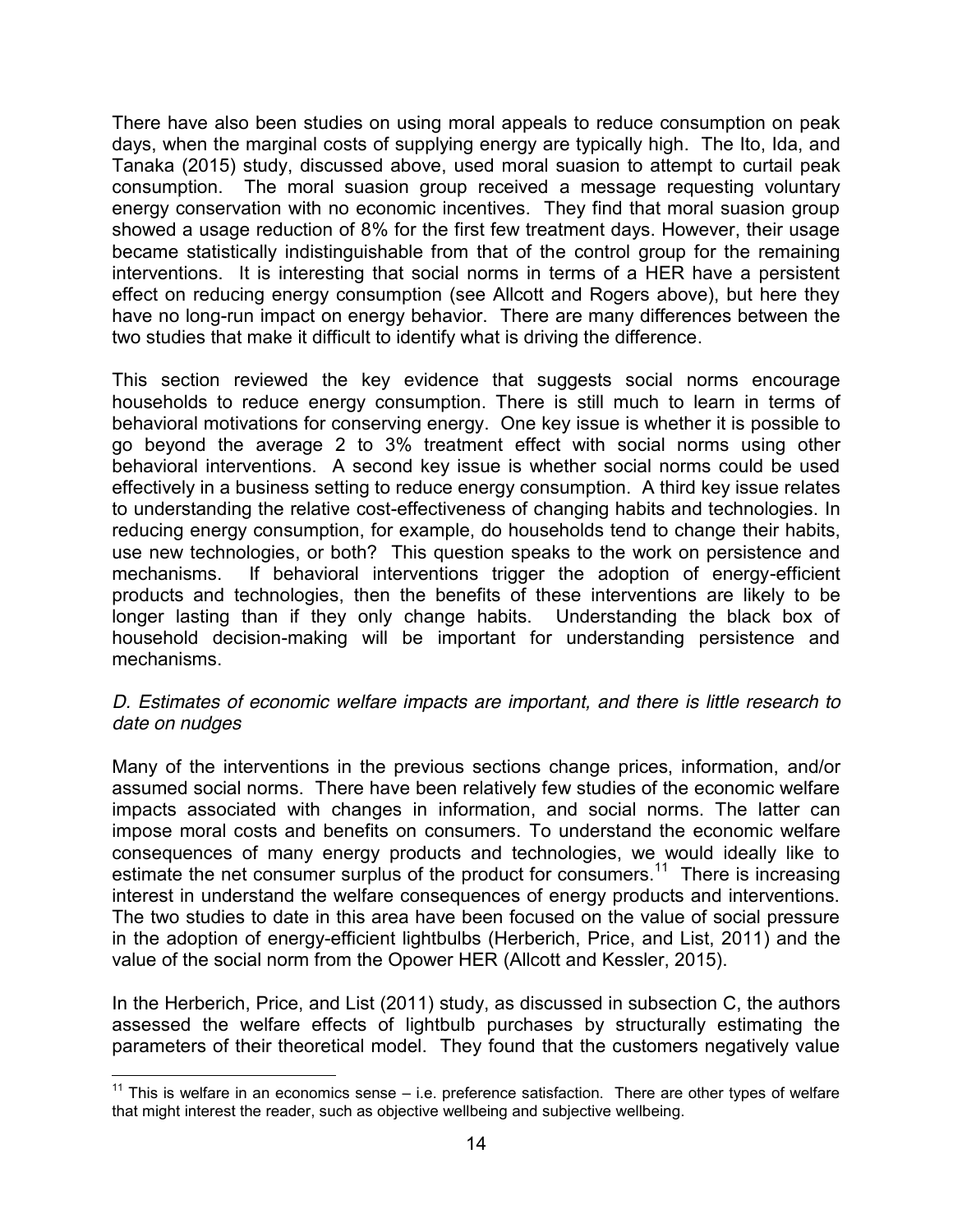There have also been studies on using moral appeals to reduce consumption on peak days, when the marginal costs of supplying energy are typically high. The Ito, Ida, and Tanaka (2015) study, discussed above, used moral suasion to attempt to curtail peak consumption. The moral suasion group received a message requesting voluntary energy conservation with no economic incentives. They find that moral suasion group showed a usage reduction of 8% for the first few treatment days. However, their usage became statistically indistinguishable from that of the control group for the remaining interventions. It is interesting that social norms in terms of a HER have a persistent effect on reducing energy consumption (see Allcott and Rogers above), but here they have no long-run impact on energy behavior. There are many differences between the two studies that make it difficult to identify what is driving the difference.

This section reviewed the key evidence that suggests social norms encourage households to reduce energy consumption. There is still much to learn in terms of behavioral motivations for conserving energy. One key issue is whether it is possible to go beyond the average 2 to 3% treatment effect with social norms using other behavioral interventions. A second key issue is whether social norms could be used effectively in a business setting to reduce energy consumption. A third key issue relates to understanding the relative cost-effectiveness of changing habits and technologies. In reducing energy consumption, for example, do households tend to change their habits, use new technologies, or both? This question speaks to the work on persistence and mechanisms. If behavioral interventions trigger the adoption of energy-efficient products and technologies, then the benefits of these interventions are likely to be longer lasting than if they only change habits. Understanding the black box of household decision-making will be important for understanding persistence and mechanisms.

*D. Estimates of economic welfare impacts are important, and there is little research to date on nudges*

Many of the interventions in the previous sections change prices, information, and/or assumed social norms. There have been relatively few studies of the economic welfare impacts associated with changes in information, and social norms. The latter can impose moral costs and benefits on consumers. To understand the economic welfare consequences of many energy products and technologies, we would ideally like to estimate the net consumer surplus of the product for consumers.[11] There is increasing interest in understand the welfare consequences of energy products and interventions. The two studies to date in this area have been focused on the value of social pressure in the adoption of energy-efficient lightbulbs (Herberich, Price, and List, 2011) and the value of the social norm from the Opower HER (Allcott and Kessler, 2015).

In the Herberich, Price, and List (2011) study, as discussed in subsection C, the authors assessed the welfare effects of lightbulb purchases by structurally estimating the parameters of their theoretical model. They found that the customers negatively value

[11] This is welfare in an economics sense – i.e. preference satisfaction. There are other types of welfare that might interest the reader, such as objective wellbeing and subjective wellbeing.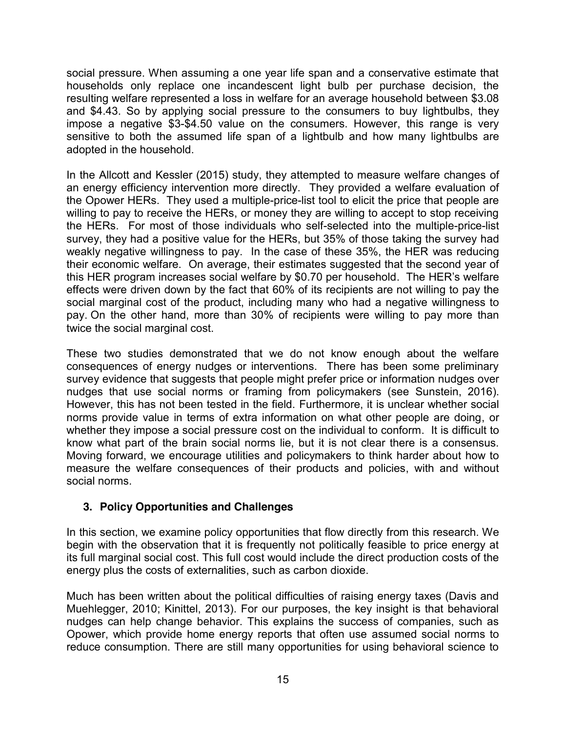social pressure. When assuming a one year life span and a conservative estimate that households only replace one incandescent light bulb per purchase decision, the resulting welfare represented a loss in welfare for an average household between $3.08 and $4.43. So by applying social pressure to the consumers to buy lightbulbs, they impose a negative $3-$4.50 value on the consumers. However, this range is very sensitive to both the assumed life span of a lightbulb and how many lightbulbs are adopted in the household.

In the Allcott and Kessler (2015) study, they attempted to measure welfare changes of an energy efficiency intervention more directly. They provided a welfare evaluation of the Opower HERs. They used a multiple-price-list tool to elicit the price that people are willing to pay to receive the HERs, or money they are willing to accept to stop receiving the HERs. For most of those individuals who self-selected into the multiple-price-list survey, they had a positive value for the HERs, but 35% of those taking the survey had weakly negative willingness to pay. In the case of these 35%, the HER was reducing their economic welfare. On average, their estimates suggested that the second year of this HER program increases social welfare by $0.70 per household. The HER's welfare effects were driven down by the fact that 60% of its recipients are not willing to pay the social marginal cost of the product, including many who had a negative willingness to pay. On the other hand, more than 30% of recipients were willing to pay more than twice the social marginal cost.

These two studies demonstrated that we do not know enough about the welfare consequences of energy nudges or interventions. There has been some preliminary survey evidence that suggests that people might prefer price or information nudges over nudges that use social norms or framing from policymakers (see Sunstein, 2016). However, this has not been tested in the field. Furthermore, it is unclear whether social norms provide value in terms of extra information on what other people are doing, or whether they impose a social pressure cost on the individual to conform. It is difficult to know what part of the brain social norms lie, but it is not clear there is a consensus. Moving forward, we encourage utilities and policymakers to think harder about how to measure the welfare consequences of their products and policies, with and without social norms.

## 3. Policy Opportunities and Challenges

In this section, we examine policy opportunities that flow directly from this research. We begin with the observation that it is frequently not politically feasible to price energy at its full marginal social cost. This full cost would include the direct production costs of the energy plus the costs of externalities, such as carbon dioxide.

Much has been written about the political difficulties of raising energy taxes (Davis and Muehlegger, 2010; Kinittel, 2013). For our purposes, the key insight is that behavioral nudges can help change behavior. This explains the success of companies, such as Opower, which provide home energy reports that often use assumed social norms to reduce consumption. There are still many opportunities for using behavioral science to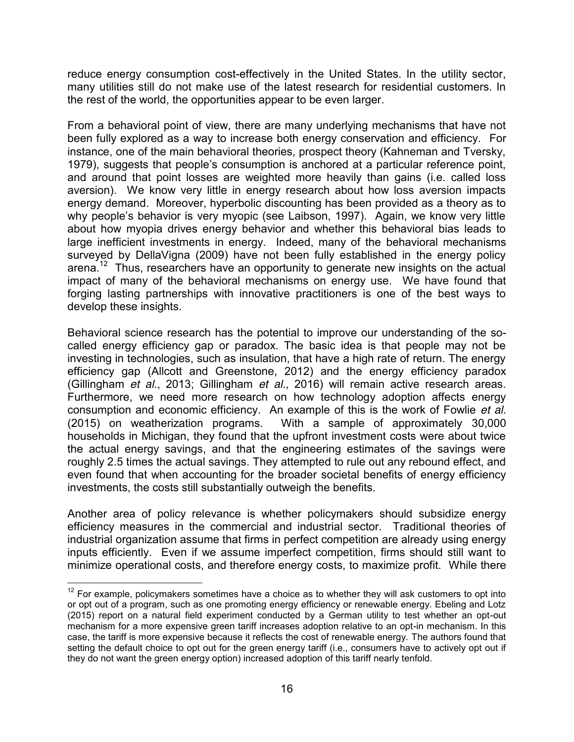reduce energy consumption cost-effectively in the United States. In the utility sector, many utilities still do not make use of the latest research for residential customers. In the rest of the world, the opportunities appear to be even larger.

From a behavioral point of view, there are many underlying mechanisms that have not been fully explored as a way to increase both energy conservation and efficiency. For instance, one of the main behavioral theories, prospect theory (Kahneman and Tversky, 1979), suggests that people's consumption is anchored at a particular reference point, and around that point losses are weighted more heavily than gains (i.e. called loss aversion). We know very little in energy research about how loss aversion impacts energy demand. Moreover, hyperbolic discounting has been provided as a theory as to why people's behavior is very myopic (see Laibson, 1997). Again, we know very little about how myopia drives energy behavior and whether this behavioral bias leads to large inefficient investments in energy. Indeed, many of the behavioral mechanisms surveyed by DellaVigna (2009) have not been fully established in the energy policy arena.[12] Thus, researchers have an opportunity to generate new insights on the actual impact of many of the behavioral mechanisms on energy use. We have found that forging lasting partnerships with innovative practitioners is one of the best ways to develop these insights.

Behavioral science research has the potential to improve our understanding of the so-called energy efficiency gap or paradox. The basic idea is that people may not be investing in technologies, such as insulation, that have a high rate of return. The energy efficiency gap (Allcott and Greenstone, 2012) and the energy efficiency paradox (Gillingham *et al.*, 2013; Gillingham *et al.*, 2016) will remain active research areas. Furthermore, we need more research on how technology adoption affects energy consumption and economic efficiency. An example of this is the work of Fowlie *et al.* (2015) on weatherization programs. With a sample of approximately 30,000 households in Michigan, they found that the upfront investment costs were about twice the actual energy savings, and that the engineering estimates of the savings were roughly 2.5 times the actual savings. They attempted to rule out any rebound effect, and even found that when accounting for the broader societal benefits of energy efficiency investments, the costs still substantially outweigh the benefits.

Another area of policy relevance is whether policymakers should subsidize energy efficiency measures in the commercial and industrial sector. Traditional theories of industrial organization assume that firms in perfect competition are already using energy inputs efficiently. Even if we assume imperfect competition, firms should still want to minimize operational costs, and therefore energy costs, to maximize profit. While there

[12] For example, policymakers sometimes have a choice as to whether they will ask customers to opt into or opt out of a program, such as one promoting energy efficiency or renewable energy. Ebeling and Lotz (2015) report on a natural field experiment conducted by a German utility to test whether an opt-out mechanism for a more expensive green tariff increases adoption relative to an opt-in mechanism. In this case, the tariff is more expensive because it reflects the cost of renewable energy. The authors found that setting the default choice to opt out for the green energy tariff (i.e., consumers have to actively opt out if they do not want the green energy option) increased adoption of this tariff nearly tenfold.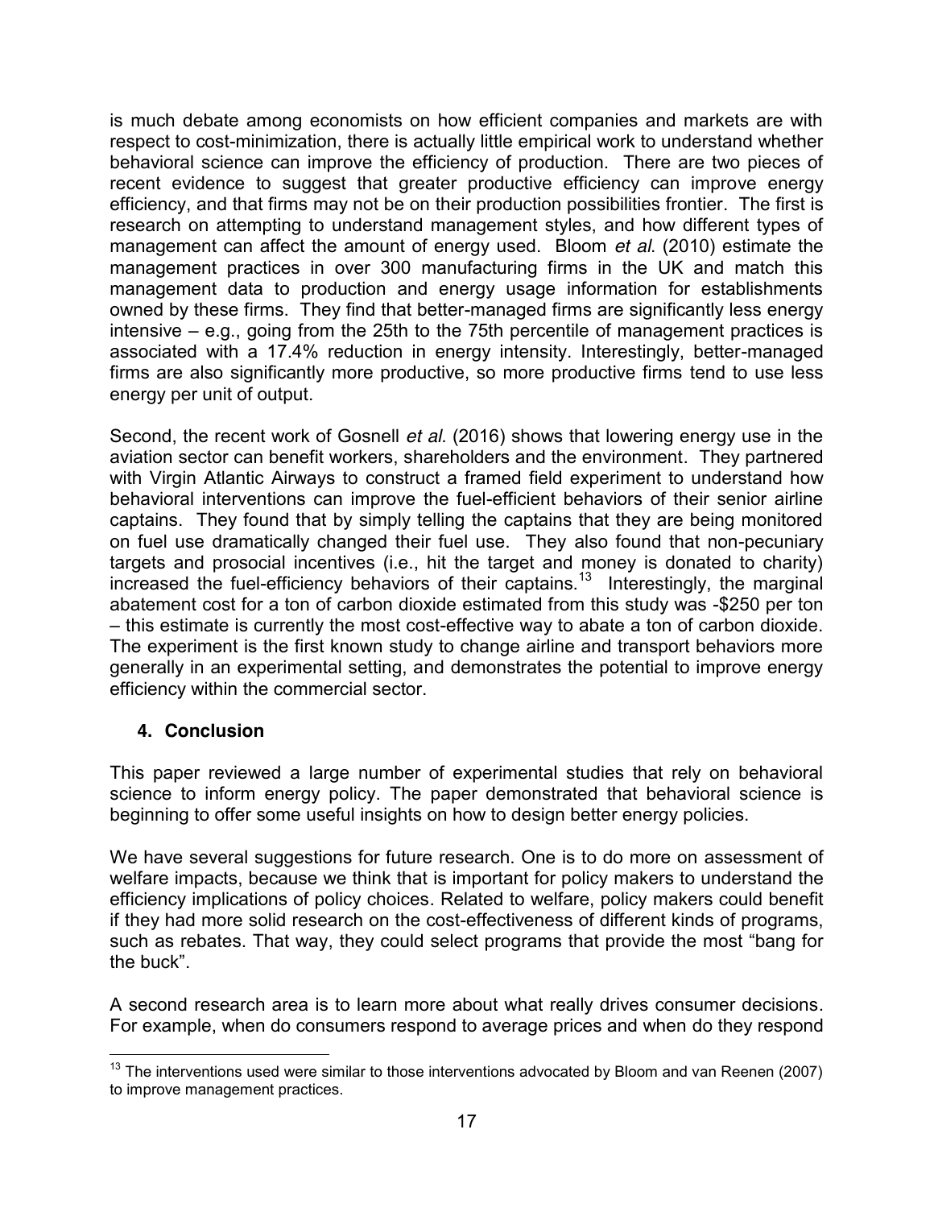is much debate among economists on how efficient companies and markets are with respect to cost-minimization, there is actually little empirical work to understand whether behavioral science can improve the efficiency of production. There are two pieces of recent evidence to suggest that greater productive efficiency can improve energy efficiency, and that firms may not be on their production possibilities frontier. The first is research on attempting to understand management styles, and how different types of management can affect the amount of energy used. Bloom *et al*. (2010) estimate the management practices in over 300 manufacturing firms in the UK and match this management data to production and energy usage information for establishments owned by these firms. They find that better-managed firms are significantly less energy intensive – e.g., going from the 25th to the 75th percentile of management practices is associated with a 17.4% reduction in energy intensity. Interestingly, better-managed firms are also significantly more productive, so more productive firms tend to use less energy per unit of output.

Second, the recent work of Gosnell *et al*. (2016) shows that lowering energy use in the aviation sector can benefit workers, shareholders and the environment. They partnered with Virgin Atlantic Airways to construct a framed field experiment to understand how behavioral interventions can improve the fuel-efficient behaviors of their senior airline captains. They found that by simply telling the captains that they are being monitored on fuel use dramatically changed their fuel use. They also found that non-pecuniary targets and prosocial incentives (i.e., hit the target and money is donated to charity) increased the fuel-efficiency behaviors of their captains.[13] Interestingly, the marginal abatement cost for a ton of carbon dioxide estimated from this study was -$250 per ton – this estimate is currently the most cost-effective way to abate a ton of carbon dioxide. The experiment is the first known study to change airline and transport behaviors more generally in an experimental setting, and demonstrates the potential to improve energy efficiency within the commercial sector.

## 4. Conclusion

This paper reviewed a large number of experimental studies that rely on behavioral science to inform energy policy. The paper demonstrated that behavioral science is beginning to offer some useful insights on how to design better energy policies.

We have several suggestions for future research. One is to do more on assessment of welfare impacts, because we think that is important for policy makers to understand the efficiency implications of policy choices. Related to welfare, policy makers could benefit if they had more solid research on the cost-effectiveness of different kinds of programs, such as rebates. That way, they could select programs that provide the most "bang for the buck".

A second research area is to learn more about what really drives consumer decisions. For example, when do consumers respond to average prices and when do they respond

[13] The interventions used were similar to those interventions advocated by Bloom and van Reenen (2007) to improve management practices.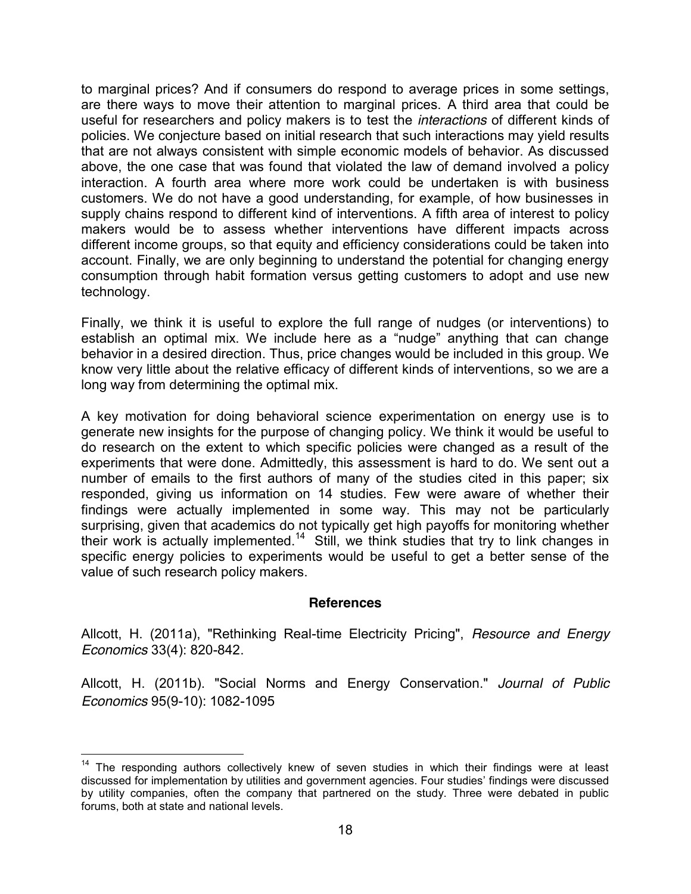to marginal prices? And if consumers do respond to average prices in some settings, are there ways to move their attention to marginal prices. A third area that could be useful for researchers and policy makers is to test the *interactions* of different kinds of policies. We conjecture based on initial research that such interactions may yield results that are not always consistent with simple economic models of behavior. As discussed above, the one case that was found that violated the law of demand involved a policy interaction. A fourth area where more work could be undertaken is with business customers. We do not have a good understanding, for example, of how businesses in supply chains respond to different kind of interventions. A fifth area of interest to policy makers would be to assess whether interventions have different impacts across different income groups, so that equity and efficiency considerations could be taken into account. Finally, we are only beginning to understand the potential for changing energy consumption through habit formation versus getting customers to adopt and use new technology.

Finally, we think it is useful to explore the full range of nudges (or interventions) to establish an optimal mix. We include here as a "nudge" anything that can change behavior in a desired direction. Thus, price changes would be included in this group. We know very little about the relative efficacy of different kinds of interventions, so we are a long way from determining the optimal mix.

A key motivation for doing behavioral science experimentation on energy use is to generate new insights for the purpose of changing policy. We think it would be useful to do research on the extent to which specific policies were changed as a result of the experiments that were done. Admittedly, this assessment is hard to do. We sent out a number of emails to the first authors of many of the studies cited in this paper; six responded, giving us information on 14 studies. Few were aware of whether their findings were actually implemented in some way. This may not be particularly surprising, given that academics do not typically get high payoffs for monitoring whether their work is actually implemented.[14] Still, we think studies that try to link changes in specific energy policies to experiments would be useful to get a better sense of the value of such research policy makers.

## References

Allcott, H. (2011a), "Rethinking Real-time Electricity Pricing", *Resource and Energy Economics* 33(4): 820-842.

Allcott, H. (2011b). "Social Norms and Energy Conservation." *Journal of Public Economics* 95(9-10): 1082-1095

[14] The responding authors collectively knew of seven studies in which their findings were at least discussed for implementation by utilities and government agencies. Four studies' findings were discussed by utility companies, often the company that partnered on the study. Three were debated in public forums, both at state and national levels.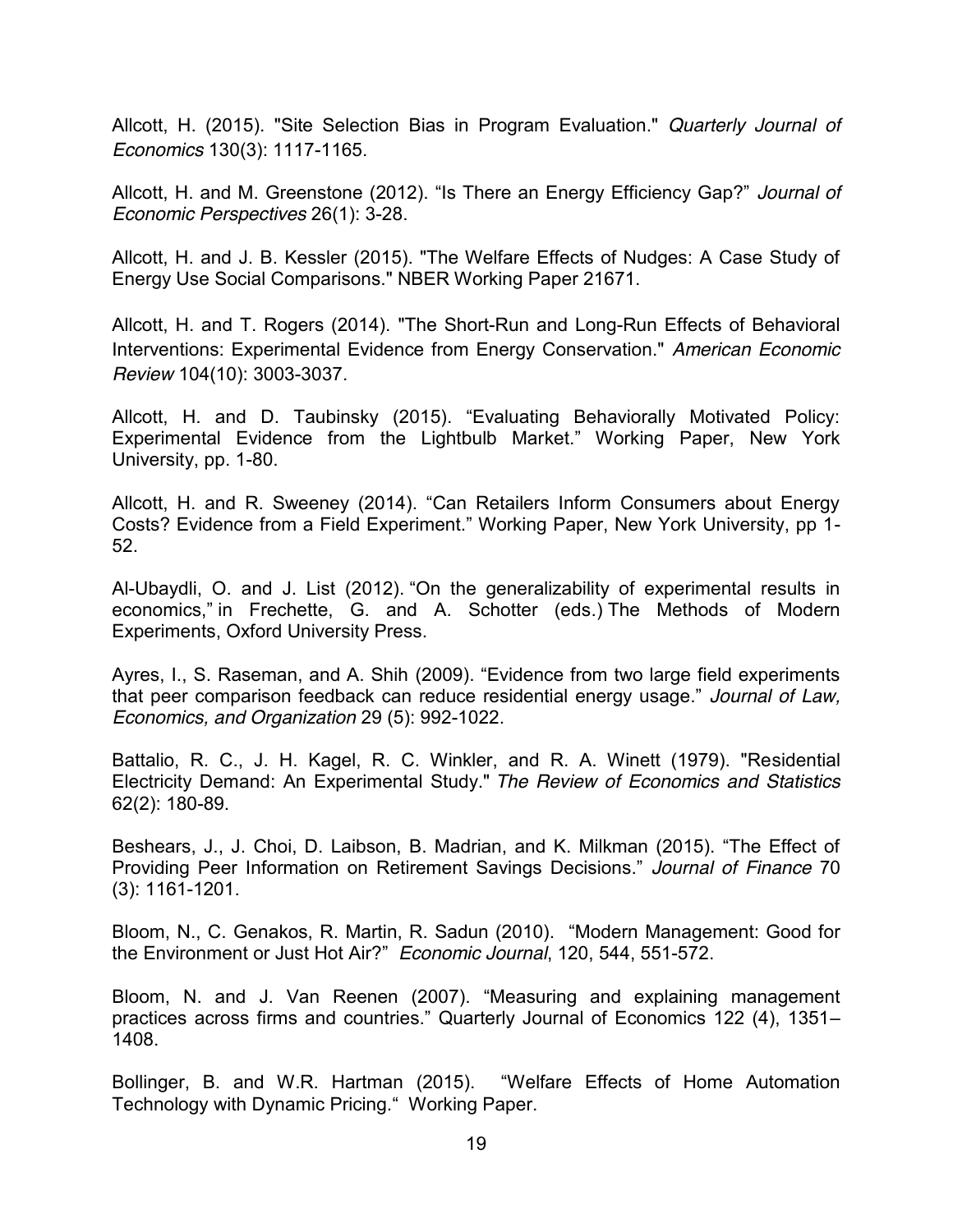Allcott, H. (2015). "Site Selection Bias in Program Evaluation." *Quarterly Journal of Economics* 130(3): 1117-1165.

Allcott, H. and M. Greenstone (2012). “Is There an Energy Efficiency Gap?” *Journal of Economic Perspectives* 26(1): 3-28.

Allcott, H. and J. B. Kessler (2015). "The Welfare Effects of Nudges: A Case Study of Energy Use Social Comparisons." NBER Working Paper 21671.

Allcott, H. and T. Rogers (2014). "The Short-Run and Long-Run Effects of Behavioral Interventions: Experimental Evidence from Energy Conservation." *American Economic Review* 104(10): 3003-3037.

Allcott, H. and D. Taubinsky (2015). “Evaluating Behaviorally Motivated Policy: Experimental Evidence from the Lightbulb Market.” Working Paper, New York University, pp. 1-80.

Allcott, H. and R. Sweeney (2014). “Can Retailers Inform Consumers about Energy Costs? Evidence from a Field Experiment.” Working Paper, New York University, pp 1-52.

Al-Ubaydli, O. and J. List (2012). “On the generalizability of experimental results in economics,” in Frechette, G. and A. Schotter (eds.) The Methods of Modern Experiments, Oxford University Press.

Ayres, I., S. Raseman, and A. Shih (2009). “Evidence from two large field experiments that peer comparison feedback can reduce residential energy usage.” *Journal of Law, Economics, and Organization* 29 (5): 992-1022.

Battalio, R. C., J. H. Kagel, R. C. Winkler, and R. A. Winett (1979). "Residential Electricity Demand: An Experimental Study." *The Review of Economics and Statistics* 62(2): 180-89.

Beshears, J., J. Choi, D. Laibson, B. Madrian, and K. Milkman (2015). “The Effect of Providing Peer Information on Retirement Savings Decisions.” *Journal of Finance* 70 (3): 1161-1201.

Bloom, N., C. Genakos, R. Martin, R. Sadun (2010). “Modern Management: Good for the Environment or Just Hot Air?” *Economic Journal*, 120, 544, 551-572.

Bloom, N. and J. Van Reenen (2007). “Measuring and explaining management practices across firms and countries.” Quarterly Journal of Economics 122 (4), 1351–1408.

Bollinger, B. and W.R. Hartman (2015). “Welfare Effects of Home Automation Technology with Dynamic Pricing.“ Working Paper.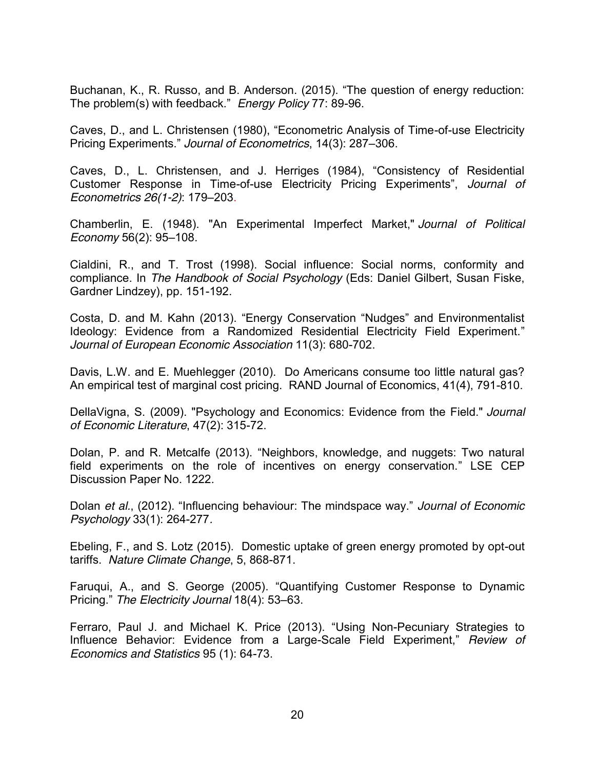Buchanan, K., R. Russo, and B. Anderson. (2015). “The question of energy reduction: The problem(s) with feedback.” *Energy Policy* 77: 89-96.

Caves, D., and L. Christensen (1980), “Econometric Analysis of Time-of-use Electricity Pricing Experiments.” *Journal of Econometrics*, 14(3): 287–306.

Caves, D., L. Christensen, and J. Herriges (1984), “Consistency of Residential Customer Response in Time-of-use Electricity Pricing Experiments”, *Journal of Econometrics 26(1-2)*: 179–203.

Chamberlin, E. (1948). "An Experimental Imperfect Market," *Journal of Political Economy* 56(2): 95–108.

Cialdini, R., and T. Trost (1998). Social influence: Social norms, conformity and compliance. In *The Handbook of Social Psychology* (Eds: Daniel Gilbert, Susan Fiske, Gardner Lindzey), pp. 151-192.

Costa, D. and M. Kahn (2013). “Energy Conservation “Nudges” and Environmentalist Ideology: Evidence from a Randomized Residential Electricity Field Experiment.” *Journal of European Economic Association* 11(3): 680-702.

Davis, L.W. and E. Muehlegger (2010). Do Americans consume too little natural gas? An empirical test of marginal cost pricing. RAND Journal of Economics, 41(4), 791-810.

DellaVigna, S. (2009). "Psychology and Economics: Evidence from the Field." *Journal of Economic Literature*, 47(2): 315-72.

Dolan, P. and R. Metcalfe (2013). “Neighbors, knowledge, and nuggets: Two natural field experiments on the role of incentives on energy conservation.” LSE CEP Discussion Paper No. 1222.

Dolan *et al*., (2012). “Influencing behaviour: The mindspace way.” *Journal of Economic Psychology* 33(1): 264-277*.*

Ebeling, F., and S. Lotz (2015). Domestic uptake of green energy promoted by opt-out tariffs. *Nature Climate Change*, 5, 868-871.

Faruqui, A., and S. George (2005). “Quantifying Customer Response to Dynamic Pricing.” *The Electricity Journal* 18(4): 53–63.

Ferraro, Paul J. and Michael K. Price (2013). “Using Non-Pecuniary Strategies to Influence Behavior: Evidence from a Large-Scale Field Experiment,” *Review of Economics and Statistics* 95 (1): 64-73.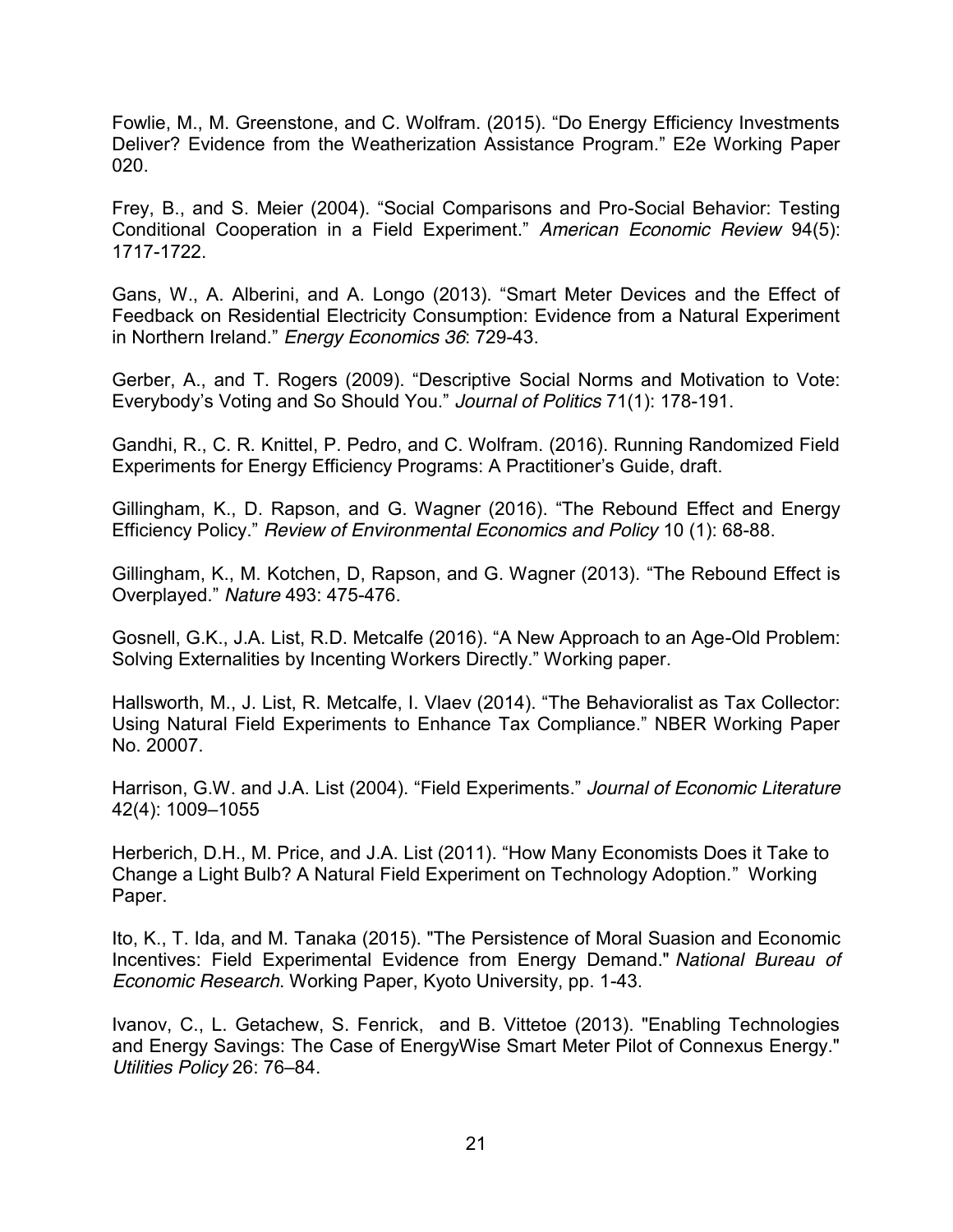Fowlie, M., M. Greenstone, and C. Wolfram. (2015). “Do Energy Efficiency Investments Deliver? Evidence from the Weatherization Assistance Program.” E2e Working Paper 020.

Frey, B., and S. Meier (2004). “Social Comparisons and Pro-Social Behavior: Testing Conditional Cooperation in a Field Experiment.” *American Economic Review* 94(5): 1717-1722.

Gans, W., A. Alberini, and A. Longo (2013). “Smart Meter Devices and the Effect of Feedback on Residential Electricity Consumption: Evidence from a Natural Experiment in Northern Ireland.” *Energy Economics 36*: 729-43.

Gerber, A., and T. Rogers (2009). “Descriptive Social Norms and Motivation to Vote: Everybody’s Voting and So Should You.” *Journal of Politics* 71(1): 178-191.

Gandhi, R., C. R. Knittel, P. Pedro, and C. Wolfram. (2016). Running Randomized Field Experiments for Energy Efficiency Programs: A Practitioner’s Guide, draft.

Gillingham, K., D. Rapson, and G. Wagner (2016). “The Rebound Effect and Energy Efficiency Policy.” *Review of Environmental Economics and Policy* 10 (1): 68-88.

Gillingham, K., M. Kotchen, D, Rapson, and G. Wagner (2013). “The Rebound Effect is Overplayed.” *Nature* 493: 475-476.

Gosnell, G.K., J.A. List, R.D. Metcalfe (2016). “A New Approach to an Age-Old Problem: Solving Externalities by Incenting Workers Directly.” Working paper.

Hallsworth, M., J. List, R. Metcalfe, I. Vlaev (2014). “The Behavioralist as Tax Collector: Using Natural Field Experiments to Enhance Tax Compliance.” NBER Working Paper No. 20007.

Harrison, G.W. and J.A. List (2004). “Field Experiments.” *Journal of Economic Literature* 42(4): 1009–1055

Herberich, D.H., M. Price, and J.A. List (2011). “How Many Economists Does it Take to Change a Light Bulb? A Natural Field Experiment on Technology Adoption.” Working Paper.

Ito, K., T. Ida, and M. Tanaka (2015). "The Persistence of Moral Suasion and Economic Incentives: Field Experimental Evidence from Energy Demand." *National Bureau of Economic Research*. Working Paper, Kyoto University, pp. 1-43.

Ivanov, C., L. Getachew, S. Fenrick, and B. Vittetoe (2013). "Enabling Technologies and Energy Savings: The Case of EnergyWise Smart Meter Pilot of Connexus Energy." *Utilities Policy* 26: 76–84.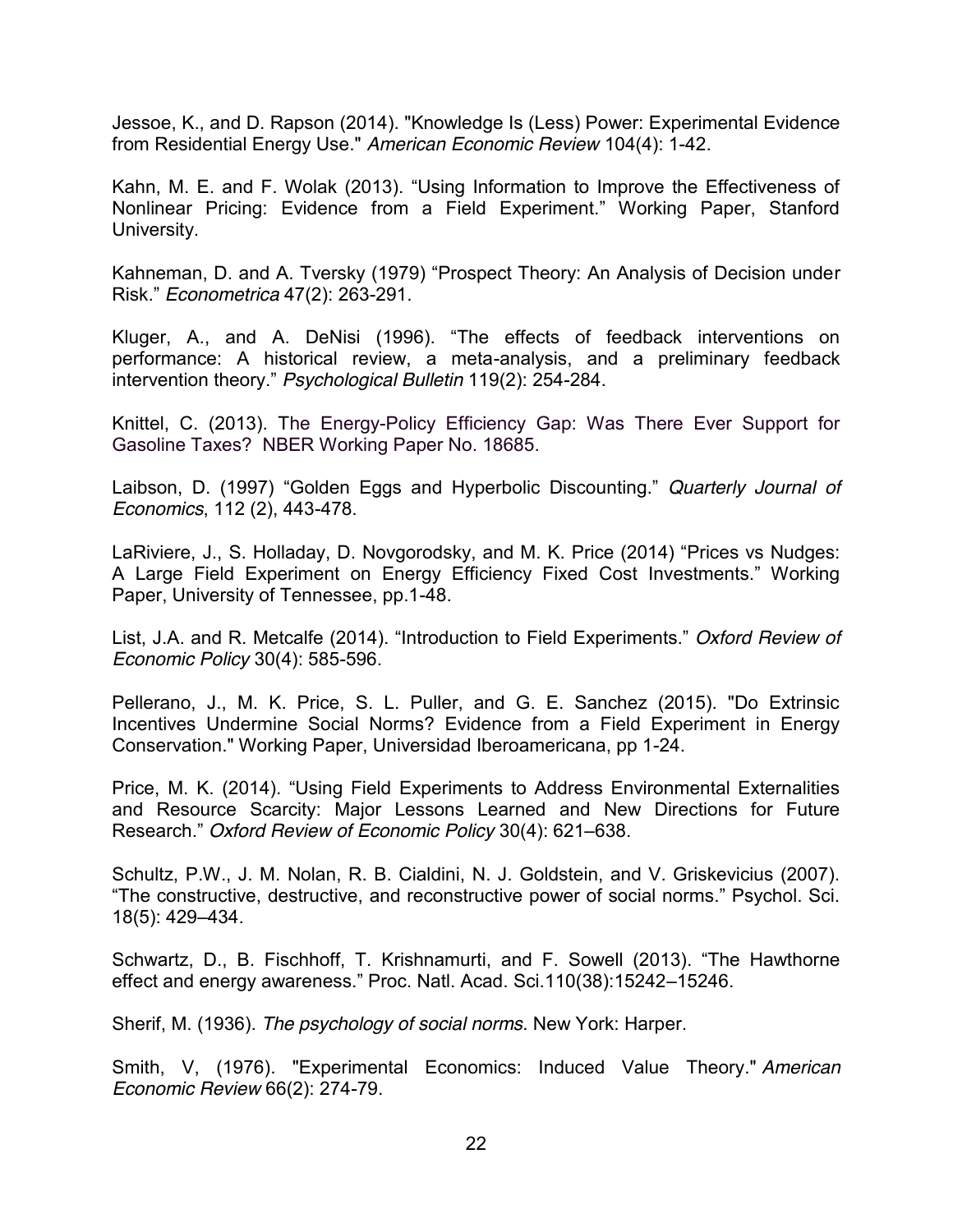Jessoe, K., and D. Rapson (2014). "Knowledge Is (Less) Power: Experimental Evidence from Residential Energy Use." *American Economic Review* 104(4): 1-42.

Kahn, M. E. and F. Wolak (2013). “Using Information to Improve the Effectiveness of Nonlinear Pricing: Evidence from a Field Experiment.” Working Paper, Stanford University.

Kahneman, D. and A. Tversky (1979) “Prospect Theory: An Analysis of Decision under Risk.” *Econometrica* 47(2): 263-291.

Kluger, A., and A. DeNisi (1996). “The effects of feedback interventions on performance: A historical review, a meta-analysis, and a preliminary feedback intervention theory.” *Psychological Bulletin* 119(2): 254-284.

Knittel, C. (2013). The Energy-Policy Efficiency Gap: Was There Ever Support for Gasoline Taxes? NBER Working Paper No. 18685.

Laibson, D. (1997) “Golden Eggs and Hyperbolic Discounting.” *Quarterly Journal of Economics*, 112 (2), 443-478.

LaRiviere, J., S. Holladay, D. Novgorodsky, and M. K. Price (2014) “Prices vs Nudges: A Large Field Experiment on Energy Efficiency Fixed Cost Investments.” Working Paper, University of Tennessee, pp.1-48.

List, J.A. and R. Metcalfe (2014). “Introduction to Field Experiments.” *Oxford Review of Economic Policy* 30(4): 585-596.

Pellerano, J., M. K. Price, S. L. Puller, and G. E. Sanchez (2015). "Do Extrinsic Incentives Undermine Social Norms? Evidence from a Field Experiment in Energy Conservation." Working Paper, Universidad Iberoamericana, pp 1-24.

Price, M. K. (2014). “Using Field Experiments to Address Environmental Externalities and Resource Scarcity: Major Lessons Learned and New Directions for Future Research.” *Oxford Review of Economic Policy* 30(4): 621–638.

Schultz, P.W., J. M. Nolan, R. B. Cialdini, N. J. Goldstein, and V. Griskevicius (2007). “The constructive, destructive, and reconstructive power of social norms.” Psychol. Sci. 18(5): 429–434.

Schwartz, D., B. Fischhoff, T. Krishnamurti, and F. Sowell (2013). “The Hawthorne effect and energy awareness.” Proc. Natl. Acad. Sci.110(38):15242–15246.

Sherif, M. (1936). *The psychology of social norms.* New York: Harper.

Smith, V, (1976). "Experimental Economics: Induced Value Theory." *American Economic Review* 66(2): 274-79.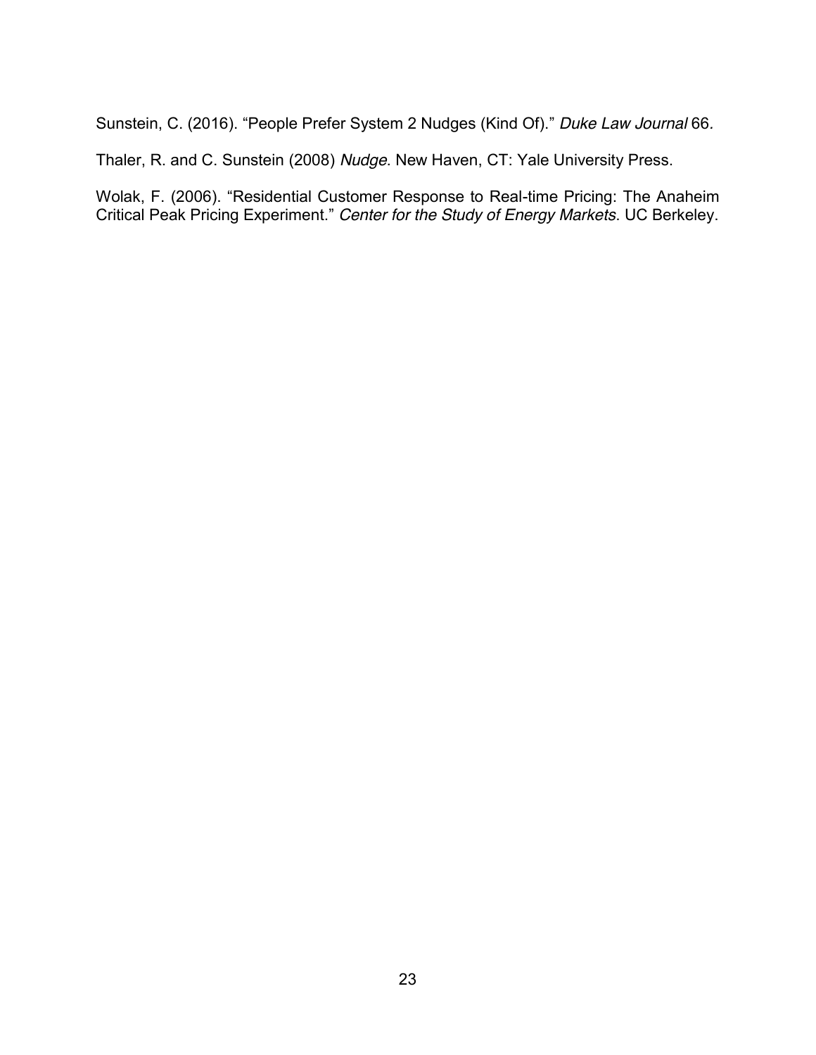Sunstein, C. (2016). "People Prefer System 2 Nudges (Kind Of)." *Duke Law Journal* 66.

Thaler, R. and C. Sunstein (2008) *Nudge*. New Haven, CT: Yale University Press.

Wolak, F. (2006). "Residential Customer Response to Real-time Pricing: The Anaheim Critical Peak Pricing Experiment." *Center for the Study of Energy Markets*. UC Berkeley.